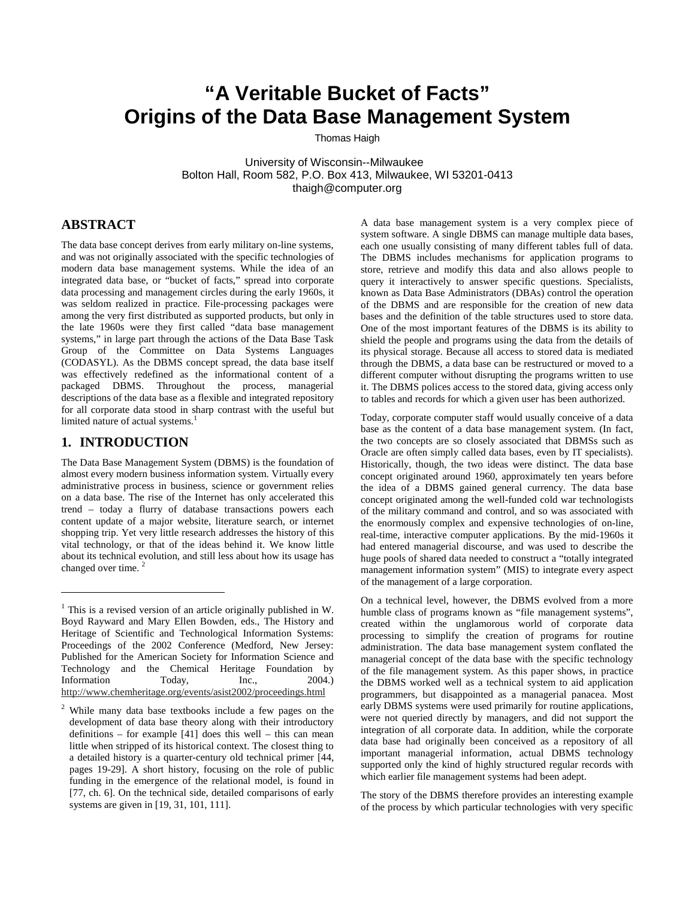# "A Veritable Bucket of Facts" Origins of the Data Base Management System

Thomas Haigh

University of Wisconsin--Milwaukee
Bolton Hall, Room 582, P.O. Box 413, Milwaukee, WI 53201-0413
thaigh@computer.org

## ABSTRACT

The data base concept derives from early military on-line systems, and was not originally associated with the specific technologies of modern data base management systems. While the idea of an integrated data base, or "bucket of facts," spread into corporate data processing and management circles during the early 1960s, it was seldom realized in practice. File-processing packages were among the very first distributed as supported products, but only in the late 1960s were they first called "data base management systems," in large part through the actions of the Data Base Task Group of the Committee on Data Systems Languages (CODASYL). As the DBMS concept spread, the data base itself was effectively redefined as the informational content of a packaged DBMS. Throughout the process, managerial descriptions of the data base as a flexible and integrated repository for all corporate data stood in sharp contrast with the useful but limited nature of actual systems.[1]

## 1. INTRODUCTION

The Data Base Management System (DBMS) is the foundation of almost every modern business information system. Virtually every administrative process in business, science or government relies on a data base. The rise of the Internet has only accelerated this trend – today a flurry of database transactions powers each content update of a major website, literature search, or internet shopping trip. Yet very little research addresses the history of this vital technology, or that of the ideas behind it. We know little about its technical evolution, and still less about how its usage has changed over time. [2]

A data base management system is a very complex piece of system software. A single DBMS can manage multiple data bases, each one usually consisting of many different tables full of data. The DBMS includes mechanisms for application programs to store, retrieve and modify this data and also allows people to query it interactively to answer specific questions. Specialists, known as Data Base Administrators (DBAs) control the operation of the DBMS and are responsible for the creation of new data bases and the definition of the table structures used to store data. One of the most important features of the DBMS is its ability to shield the people and programs using the data from the details of its physical storage. Because all access to stored data is mediated through the DBMS, a data base can be restructured or moved to a different computer without disrupting the programs written to use it. The DBMS polices access to the stored data, giving access only to tables and records for which a given user has been authorized.

Today, corporate computer staff would usually conceive of a data base as the content of a data base management system. (In fact, the two concepts are so closely associated that DBMSs such as Oracle are often simply called data bases, even by IT specialists). Historically, though, the two ideas were distinct. The data base concept originated around 1960, approximately ten years before the idea of a DBMS gained general currency. The data base concept originated among the well-funded cold war technologists of the military command and control, and so was associated with the enormously complex and expensive technologies of on-line, real-time, interactive computer applications. By the mid-1960s it had entered managerial discourse, and was used to describe the huge pools of shared data needed to construct a "totally integrated management information system" (MIS) to integrate every aspect of the management of a large corporation.

On a technical level, however, the DBMS evolved from a more humble class of programs known as "file management systems", created within the unglamorous world of corporate data processing to simplify the creation of programs for routine administration. The data base management system conflated the managerial concept of the data base with the specific technology of the file management system. As this paper shows, in practice the DBMS worked well as a technical system to aid application programmers, but disappointed as a managerial panacea. Most early DBMS systems were used primarily for routine applications, were not queried directly by managers, and did not support the integration of all corporate data. In addition, while the corporate data base had originally been conceived as a repository of all important managerial information, actual DBMS technology supported only the kind of highly structured regular records with which earlier file management systems had been adept.

The story of the DBMS therefore provides an interesting example of the process by which particular technologies with very specific

---

[1] This is a revised version of an article originally published in W. Boyd Rayward and Mary Ellen Bowden, eds., The History and Heritage of Scientific and Technological Information Systems: Proceedings of the 2002 Conference (Medford, New Jersey: Published for the American Society for Information Science and Technology and the Chemical Heritage Foundation by Information Today, Inc., 2004.) http://www.chemheritage.org/events/asist2002/proceedings.html

[2] While many data base textbooks include a few pages on the development of data base theory along with their introductory definitions – for example [41] does this well – this can mean little when stripped of its historical context. The closest thing to a detailed history is a quarter-century old technical primer [44, pages 19-29]. A short history, focusing on the role of public funding in the emergence of the relational model, is found in [77, ch. 6]. On the technical side, detailed comparisons of early systems are given in [19, 31, 101, 111].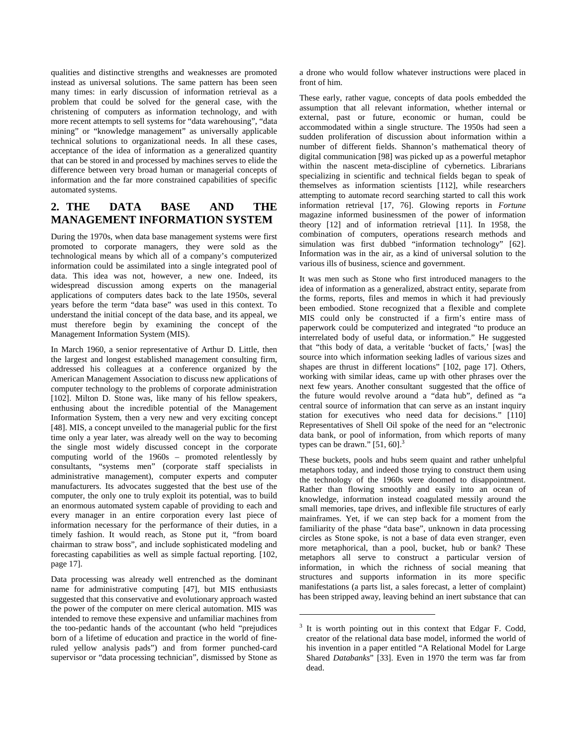qualities and distinctive strengths and weaknesses are promoted instead as universal solutions. The same pattern has been seen many times: in early discussion of information retrieval as a problem that could be solved for the general case, with the christening of computers as information technology, and with more recent attempts to sell systems for "data warehousing", "data mining" or "knowledge management" as universally applicable technical solutions to organizational needs. In all these cases, acceptance of the idea of information as a generalized quantity that can be stored in and processed by machines serves to elide the difference between very broad human or managerial concepts of information and the far more constrained capabilities of specific automated systems.

## 2. THE DATA BASE AND THE MANAGEMENT INFORMATION SYSTEM

During the 1970s, when data base management systems were first promoted to corporate managers, they were sold as the technological means by which all of a company's computerized information could be assimilated into a single integrated pool of data. This idea was not, however, a new one. Indeed, its widespread discussion among experts on the managerial applications of computers dates back to the late 1950s, several years before the term "data base" was used in this context. To understand the initial concept of the data base, and its appeal, we must therefore begin by examining the concept of the Management Information System (MIS).

In March 1960, a senior representative of Arthur D. Little, then the largest and longest established management consulting firm, addressed his colleagues at a conference organized by the American Management Association to discuss new applications of computer technology to the problems of corporate administration [102]. Milton D. Stone was, like many of his fellow speakers, enthusing about the incredible potential of the Management Information System, then a very new and very exciting concept [48]. MIS, a concept unveiled to the managerial public for the first time only a year later, was already well on the way to becoming the single most widely discussed concept in the corporate computing world of the 1960s – promoted relentlessly by consultants, "systems men" (corporate staff specialists in administrative management), computer experts and computer manufacturers. Its advocates suggested that the best use of the computer, the only one to truly exploit its potential, was to build an enormous automated system capable of providing to each and every manager in an entire corporation every last piece of information necessary for the performance of their duties, in a timely fashion. It would reach, as Stone put it, "from board chairman to straw boss", and include sophisticated modeling and forecasting capabilities as well as simple factual reporting. [102, page 17].

Data processing was already well entrenched as the dominant name for administrative computing [47], but MIS enthusiasts suggested that this conservative and evolutionary approach wasted the power of the computer on mere clerical automation. MIS was intended to remove these expensive and unfamiliar machines from the too-pedantic hands of the accountant (who held "prejudices born of a lifetime of education and practice in the world of fine-ruled yellow analysis pads") and from former punched-card supervisor or "data processing technician", dismissed by Stone as a drone who would follow whatever instructions were placed in front of him.

These early, rather vague, concepts of data pools embedded the assumption that all relevant information, whether internal or external, past or future, economic or human, could be accommodated within a single structure. The 1950s had seen a sudden proliferation of discussion about information within a number of different fields. Shannon's mathematical theory of digital communication [98] was picked up as a powerful metaphor within the nascent meta-discipline of cybernetics. Librarians specializing in scientific and technical fields began to speak of themselves as information scientists [112], while researchers attempting to automate record searching started to call this work information retrieval [17, 76]. Glowing reports in *Fortune* magazine informed businessmen of the power of information theory [12] and of information retrieval [11]. In 1958, the combination of computers, operations research methods and simulation was first dubbed "information technology" [62]. Information was in the air, as a kind of universal solution to the various ills of business, science and government.

It was men such as Stone who first introduced managers to the idea of information as a generalized, abstract entity, separate from the forms, reports, files and memos in which it had previously been embodied. Stone recognized that a flexible and complete MIS could only be constructed if a firm's entire mass of paperwork could be computerized and integrated "to produce an interrelated body of useful data, or information." He suggested that "this body of data, a veritable 'bucket of facts,' [was] the source into which information seeking ladles of various sizes and shapes are thrust in different locations" [102, page 17]. Others, working with similar ideas, came up with other phrases over the next few years. Another consultant suggested that the office of the future would revolve around a "data hub", defined as "a central source of information that can serve as an instant inquiry station for executives who need data for decisions." [110] Representatives of Shell Oil spoke of the need for an "electronic data bank, or pool of information, from which reports of many types can be drawn." [51, 60].[3]

These buckets, pools and hubs seem quaint and rather unhelpful metaphors today, and indeed those trying to construct them using the technology of the 1960s were doomed to disappointment. Rather than flowing smoothly and easily into an ocean of knowledge, information instead coagulated messily around the small memories, tape drives, and inflexible file structures of early mainframes. Yet, if we can step back for a moment from the familiarity of the phase "data base", unknown in data processing circles as Stone spoke, is not a base of data even stranger, even more metaphorical, than a pool, bucket, hub or bank? These metaphors all serve to construct a particular version of information, in which the richness of social meaning that structures and supports information in its more specific manifestations (a parts list, a sales forecast, a letter of complaint) has been stripped away, leaving behind an inert substance that can

[3] It is worth pointing out in this context that Edgar F. Codd, creator of the relational data base model, informed the world of his invention in a paper entitled "A Relational Model for Large Shared *Databanks*" [33]. Even in 1970 the term was far from dead.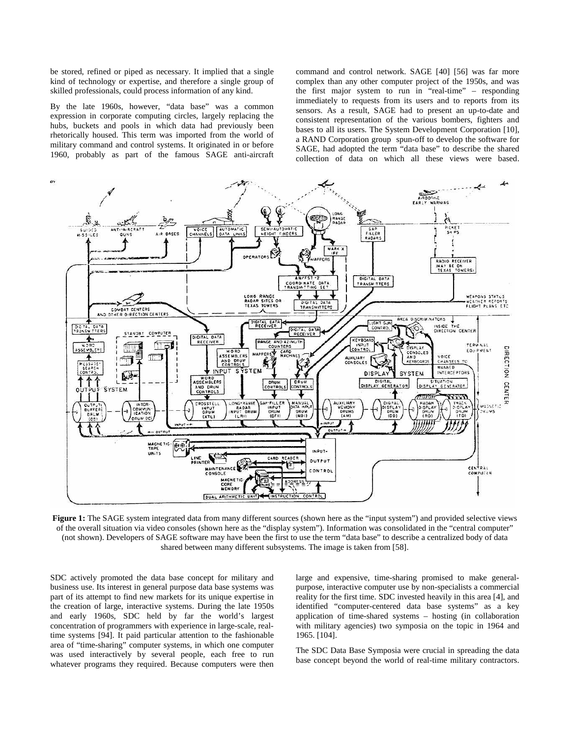be stored, refined or piped as necessary. It implied that a single kind of technology or expertise, and therefore a single group of skilled professionals, could process information of any kind.

By the late 1960s, however, "data base" was a common expression in corporate computing circles, largely replacing the hubs, buckets and pools in which data had previously been rhetorically housed. This term was imported from the world of military command and control systems. It originated in or before 1960, probably as part of the famous SAGE anti-aircraft command and control network. SAGE [40] [56] was far more complex than any other computer project of the 1950s, and was the first major system to run in "real-time" – responding immediately to requests from its users and to reports from its sensors. As a result, SAGE had to present an up-to-date and consistent representation of the various bombers, fighters and bases to all its users. The System Development Corporation [10], a RAND Corporation group spun-off to develop the software for SAGE, had adopted the term "data base" to describe the shared collection of data on which all these views were based.

**Figure 1:** The SAGE system integrated data from many different sources (shown here as the "input system") and provided selective views of the overall situation via video consoles (shown here as the "display system"). Information was consolidated in the "central computer" (not shown). Developers of SAGE software may have been the first to use the term "data base" to describe a centralized body of data shared between many different subsystems. The image is taken from [58].

SDC actively promoted the data base concept for military and business use. Its interest in general purpose data base systems was part of its attempt to find new markets for its unique expertise in the creation of large, interactive systems. During the late 1950s and early 1960s, SDC held by far the world's largest concentration of programmers with experience in large-scale, real-time systems [94]. It paid particular attention to the fashionable area of "time-sharing" computer systems, in which one computer was used interactively by several people, each free to run whatever programs they required. Because computers were then large and expensive, time-sharing promised to make general-purpose, interactive computer use by non-specialists a commercial reality for the first time. SDC invested heavily in this area [4], and identified "computer-centered data base systems" as a key application of time-shared systems – hosting (in collaboration with military agencies) two symposia on the topic in 1964 and 1965. [104].

The SDC Data Base Symposia were crucial in spreading the data base concept beyond the world of real-time military contractors.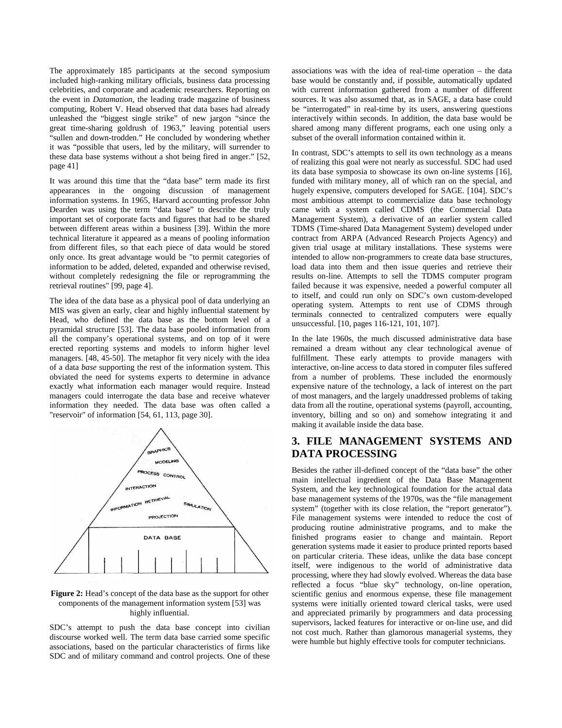The approximately 185 participants at the second symposium included high-ranking military officials, business data processing celebrities, and corporate and academic researchers. Reporting on the event in *Datamation*, the leading trade magazine of business computing, Robert V. Head observed that data bases had already unleashed the "biggest single strike" of new jargon "since the great time-sharing goldrush of 1963," leaving potential users "sullen and down-trodden." He concluded by wondering whether it was "possible that users, led by the military, will surrender to these data base systems without a shot being fired in anger." [52, page 41]

It was around this time that the "data base" term made its first appearances in the ongoing discussion of management information systems. In 1965, Harvard accounting professor John Dearden was using the term "data base" to describe the truly important set of corporate facts and figures that had to be shared between different areas within a business [39]. Within the more technical literature it appeared as a means of pooling information from different files, so that each piece of data would be stored only once. Its great advantage would be "to permit categories of information to be added, deleted, expanded and otherwise revised, without completely redesigning the file or reprogramming the retrieval routines" [99, page 4].

The idea of the data base as a physical pool of data underlying an MIS was given an early, clear and highly influential statement by Head, who defined the data base as the bottom level of a pyramidal structure [53]. The data base pooled information from all the company's operational systems, and on top of it were erected reporting systems and models to inform higher level managers. [48, 45-50]. The metaphor fit very nicely with the idea of a data *base* supporting the rest of the information system. This obviated the need for systems experts to determine in advance exactly what information each manager would require. Instead managers could interrogate the data base and receive whatever information they needed. The data base was often called a "reservoir" of information [54, 61, 113, page 30].

GRAPHICS
MODELING
PROCESS CONTROL
INTERACTION
INFORMATION RETRIEVAL
SIMULATION
PROJECTION
DATA BASE

**Figure 2:** Head's concept of the data base as the support for other components of the management information system [53] was highly influential.

SDC's attempt to push the data base concept into civilian discourse worked well. The term data base carried some specific associations, based on the particular characteristics of firms like SDC and of military command and control projects. One of these associations was with the idea of real-time operation – the data base would be constantly and, if possible, automatically updated with current information gathered from a number of different sources. It was also assumed that, as in SAGE, a data base could be "interrogated" in real-time by its users, answering questions interactively within seconds. In addition, the data base would be shared among many different programs, each one using only a subset of the overall information contained within it.

In contrast, SDC's attempts to sell its own technology as a means of realizing this goal were not nearly as successful. SDC had used its data base symposia to showcase its own on-line systems [16], funded with military money, all of which ran on the special, and hugely expensive, computers developed for SAGE. [104]. SDC's most ambitious attempt to commercialize data base technology came with a system called CDMS (the Commercial Data Management System), a derivative of an earlier system called TDMS (Time-shared Data Management System) developed under contract from ARPA (Advanced Research Projects Agency) and given trial usage at military installations. These systems were intended to allow non-programmers to create data base structures, load data into them and then issue queries and retrieve their results on-line. Attempts to sell the TDMS computer program failed because it was expensive, needed a powerful computer all to itself, and could run only on SDC's own custom-developed operating system. Attempts to rent use of CDMS through terminals connected to centralized computers were equally unsuccessful. [10, pages 116-121, 101, 107].

In the late 1960s, the much discussed administrative data base remained a dream without any clear technological avenue of fulfillment. These early attempts to provide managers with interactive, on-line access to data stored in computer files suffered from a number of problems. These included the enormously expensive nature of the technology, a lack of interest on the part of most managers, and the largely unaddressed problems of taking data from all the routine, operational systems (payroll, accounting, inventory, billing and so on) and somehow integrating it and making it available inside the data base.

## 3. FILE MANAGEMENT SYSTEMS AND DATA PROCESSING

Besides the rather ill-defined concept of the "data base" the other main intellectual ingredient of the Data Base Management System, and the key technological foundation for the actual data base management systems of the 1970s, was the "file management system" (together with its close relation, the "report generator"). File management systems were intended to reduce the cost of producing routine administrative programs, and to make the finished programs easier to change and maintain. Report generation systems made it easier to produce printed reports based on particular criteria. These ideas, unlike the data base concept itself, were indigenous to the world of administrative data processing, where they had slowly evolved. Whereas the data base reflected a focus "blue sky" technology, on-line operation, scientific genius and enormous expense, these file management systems were initially oriented toward clerical tasks, were used and appreciated primarily by programmers and data processing supervisors, lacked features for interactive or on-line use, and did not cost much. Rather than glamorous managerial systems, they were humble but highly effective tools for computer technicians.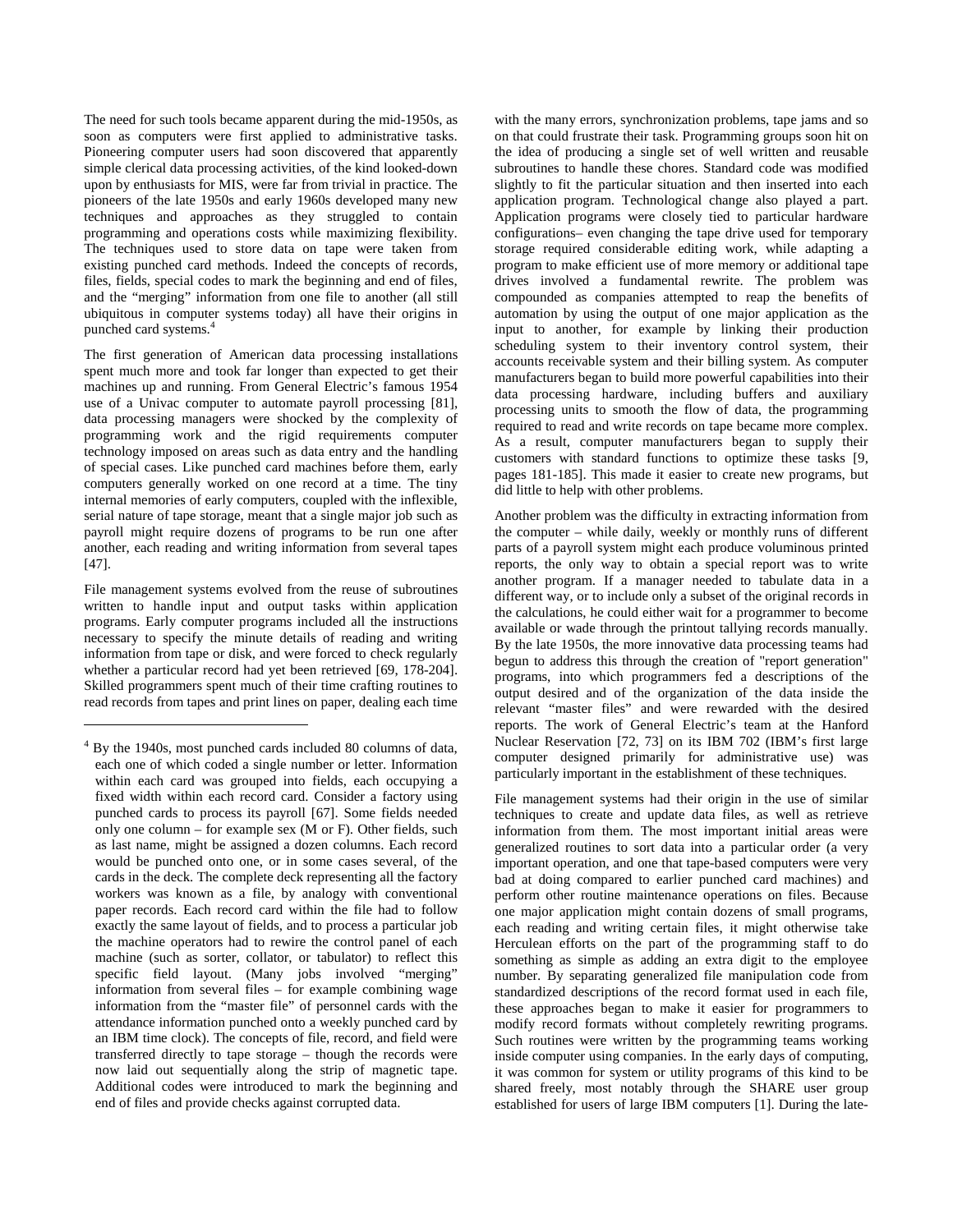The need for such tools became apparent during the mid-1950s, as soon as computers were first applied to administrative tasks. Pioneering computer users had soon discovered that apparently simple clerical data processing activities, of the kind looked-down upon by enthusiasts for MIS, were far from trivial in practice. The pioneers of the late 1950s and early 1960s developed many new techniques and approaches as they struggled to contain programming and operations costs while maximizing flexibility. The techniques used to store data on tape were taken from existing punched card methods. Indeed the concepts of records, files, fields, special codes to mark the beginning and end of files, and the "merging" information from one file to another (all still ubiquitous in computer systems today) all have their origins in punched card systems.[4]

The first generation of American data processing installations spent much more and took far longer than expected to get their machines up and running. From General Electric's famous 1954 use of a Univac computer to automate payroll processing [81], data processing managers were shocked by the complexity of programming work and the rigid requirements computer technology imposed on areas such as data entry and the handling of special cases. Like punched card machines before them, early computers generally worked on one record at a time. The tiny internal memories of early computers, coupled with the inflexible, serial nature of tape storage, meant that a single major job such as payroll might require dozens of programs to be run one after another, each reading and writing information from several tapes [47].

File management systems evolved from the reuse of subroutines written to handle input and output tasks within application programs. Early computer programs included all the instructions necessary to specify the minute details of reading and writing information from tape or disk, and were forced to check regularly whether a particular record had yet been retrieved [69, 178-204]. Skilled programmers spent much of their time crafting routines to read records from tapes and print lines on paper, dealing each time with the many errors, synchronization problems, tape jams and so on that could frustrate their task. Programming groups soon hit on the idea of producing a single set of well written and reusable subroutines to handle these chores. Standard code was modified slightly to fit the particular situation and then inserted into each application program. Technological change also played a part. Application programs were closely tied to particular hardware configurations– even changing the tape drive used for temporary storage required considerable editing work, while adapting a program to make efficient use of more memory or additional tape drives involved a fundamental rewrite. The problem was compounded as companies attempted to reap the benefits of automation by using the output of one major application as the input to another, for example by linking their production scheduling system to their inventory control system, their accounts receivable system and their billing system. As computer manufacturers began to build more powerful capabilities into their data processing hardware, including buffers and auxiliary processing units to smooth the flow of data, the programming required to read and write records on tape became more complex. As a result, computer manufacturers began to supply their customers with standard functions to optimize these tasks [9, pages 181-185]. This made it easier to create new programs, but did little to help with other problems.

Another problem was the difficulty in extracting information from the computer – while daily, weekly or monthly runs of different parts of a payroll system might each produce voluminous printed reports, the only way to obtain a special report was to write another program. If a manager needed to tabulate data in a different way, or to include only a subset of the original records in the calculations, he could either wait for a programmer to become available or wade through the printout tallying records manually. By the late 1950s, the more innovative data processing teams had begun to address this through the creation of "report generation" programs, into which programmers fed a descriptions of the output desired and of the organization of the data inside the relevant "master files" and were rewarded with the desired reports. The work of General Electric's team at the Hanford Nuclear Reservation [72, 73] on its IBM 702 (IBM's first large computer designed primarily for administrative use) was particularly important in the establishment of these techniques.

File management systems had their origin in the use of similar techniques to create and update data files, as well as retrieve information from them. The most important initial areas were generalized routines to sort data into a particular order (a very important operation, and one that tape-based computers were very bad at doing compared to earlier punched card machines) and perform other routine maintenance operations on files. Because one major application might contain dozens of small programs, each reading and writing certain files, it might otherwise take Herculean efforts on the part of the programming staff to do something as simple as adding an extra digit to the employee number. By separating generalized file manipulation code from standardized descriptions of the record format used in each file, these approaches began to make it easier for programmers to modify record formats without completely rewriting programs. Such routines were written by the programming teams working inside computer using companies. In the early days of computing, it was common for system or utility programs of this kind to be shared freely, most notably through the SHARE user group established for users of large IBM computers [1]. During the late-

[4] By the 1940s, most punched cards included 80 columns of data, each one of which coded a single number or letter. Information within each card was grouped into fields, each occupying a fixed width within each record card. Consider a factory using punched cards to process its payroll [67]. Some fields needed only one column – for example sex (M or F). Other fields, such as last name, might be assigned a dozen columns. Each record would be punched onto one, or in some cases several, of the cards in the deck. The complete deck representing all the factory workers was known as a file, by analogy with conventional paper records. Each record card within the file had to follow exactly the same layout of fields, and to process a particular job the machine operators had to rewire the control panel of each machine (such as sorter, collator, or tabulator) to reflect this specific field layout. (Many jobs involved "merging" information from several files – for example combining wage information from the "master file" of personnel cards with the attendance information punched onto a weekly punched card by an IBM time clock). The concepts of file, record, and field were transferred directly to tape storage – though the records were now laid out sequentially along the strip of magnetic tape. Additional codes were introduced to mark the beginning and end of files and provide checks against corrupted data.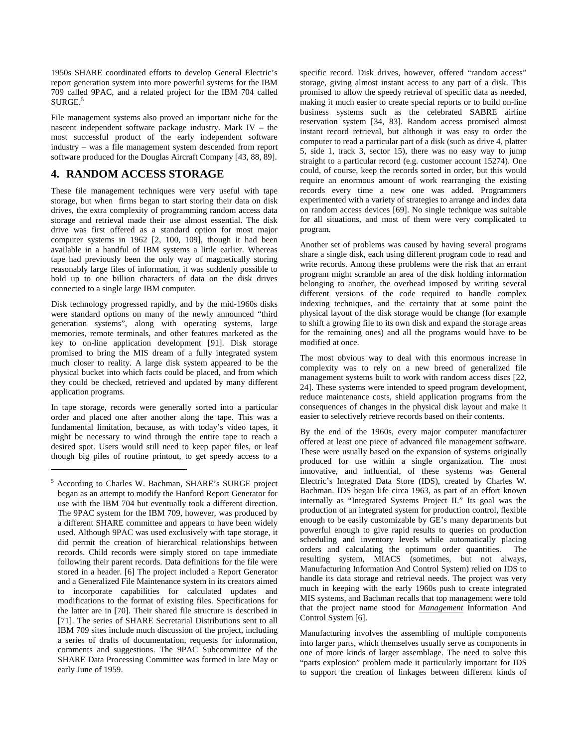1950s SHARE coordinated efforts to develop General Electric's report generation system into more powerful systems for the IBM 709 called 9PAC, and a related project for the IBM 704 called SURGE.[5]

File management systems also proved an important niche for the nascent independent software package industry. Mark IV – the most successful product of the early independent software industry – was a file management system descended from report software produced for the Douglas Aircraft Company [43, 88, 89].

## 4. RANDOM ACCESS STORAGE

These file management techniques were very useful with tape storage, but when firms began to start storing their data on disk drives, the extra complexity of programming random access data storage and retrieval made their use almost essential. The disk drive was first offered as a standard option for most major computer systems in 1962 [2, 100, 109], though it had been available in a handful of IBM systems a little earlier. Whereas tape had previously been the only way of magnetically storing reasonably large files of information, it was suddenly possible to hold up to one billion characters of data on the disk drives connected to a single large IBM computer.

Disk technology progressed rapidly, and by the mid-1960s disks were standard options on many of the newly announced "third generation systems", along with operating systems, large memories, remote terminals, and other features marketed as the key to on-line application development [91]. Disk storage promised to bring the MIS dream of a fully integrated system much closer to reality. A large disk system appeared to be the physical bucket into which facts could be placed, and from which they could be checked, retrieved and updated by many different application programs.

In tape storage, records were generally sorted into a particular order and placed one after another along the tape. This was a fundamental limitation, because, as with today's video tapes, it might be necessary to wind through the entire tape to reach a desired spot. Users would still need to keep paper files, or leaf though big piles of routine printout, to get speedy access to a specific record. Disk drives, however, offered "random access" storage, giving almost instant access to any part of a disk. This promised to allow the speedy retrieval of specific data as needed, making it much easier to create special reports or to build on-line business systems such as the celebrated SABRE airline reservation system [34, 83]. Random access promised almost instant record retrieval, but although it was easy to order the computer to read a particular part of a disk (such as drive 4, platter 5, side 1, track 3, sector 15), there was no easy way to jump straight to a particular record (e.g. customer account 15274). One could, of course, keep the records sorted in order, but this would require an enormous amount of work rearranging the existing records every time a new one was added. Programmers experimented with a variety of strategies to arrange and index data on random access devices [69]. No single technique was suitable for all situations, and most of them were very complicated to program.

Another set of problems was caused by having several programs share a single disk, each using different program code to read and write records. Among these problems were the risk that an errant program might scramble an area of the disk holding information belonging to another, the overhead imposed by writing several different versions of the code required to handle complex indexing techniques, and the certainty that at some point the physical layout of the disk storage would be change (for example to shift a growing file to its own disk and expand the storage areas for the remaining ones) and all the programs would have to be modified at once.

The most obvious way to deal with this enormous increase in complexity was to rely on a new breed of generalized file management systems built to work with random access discs [22, 24]. These systems were intended to speed program development, reduce maintenance costs, shield application programs from the consequences of changes in the physical disk layout and make it easier to selectively retrieve records based on their contents.

By the end of the 1960s, every major computer manufacturer offered at least one piece of advanced file management software. These were usually based on the expansion of systems originally produced for use within a single organization. The most innovative, and influential, of these systems was General Electric's Integrated Data Store (IDS), created by Charles W. Bachman. IDS began life circa 1963, as part of an effort known internally as "Integrated Systems Project II." Its goal was the production of an integrated system for production control, flexible enough to be easily customizable by GE's many departments but powerful enough to give rapid results to queries on production scheduling and inventory levels while automatically placing orders and calculating the optimum order quantities. The resulting system, MIACS (sometimes, but not always, Manufacturing Information And Control System) relied on IDS to handle its data storage and retrieval needs. The project was very much in keeping with the early 1960s push to create integrated MIS systems, and Bachman recalls that top management were told that the project name stood for ***Management*** Information And Control System [6].

Manufacturing involves the assembling of multiple components into larger parts, which themselves usually serve as components in one of more kinds of larger assemblage. The need to solve this "parts explosion" problem made it particularly important for IDS to support the creation of linkages between different kinds of

---

[5] According to Charles W. Bachman, SHARE's SURGE project began as an attempt to modify the Hanford Report Generator for use with the IBM 704 but eventually took a different direction. The 9PAC system for the IBM 709, however, was produced by a different SHARE committee and appears to have been widely used. Although 9PAC was used exclusively with tape storage, it did permit the creation of hierarchical relationships between records. Child records were simply stored on tape immediate following their parent records. Data definitions for the file were stored in a header. [6] The project included a Report Generator and a Generalized File Maintenance system in its creators aimed to incorporate capabilities for calculated updates and modifications to the format of existing files. Specifications for the latter are in [70]. Their shared file structure is described in [71]. The series of SHARE Secretarial Distributions sent to all IBM 709 sites include much discussion of the project, including a series of drafts of documentation, requests for information, comments and suggestions. The 9PAC Subcommittee of the SHARE Data Processing Committee was formed in late May or early June of 1959.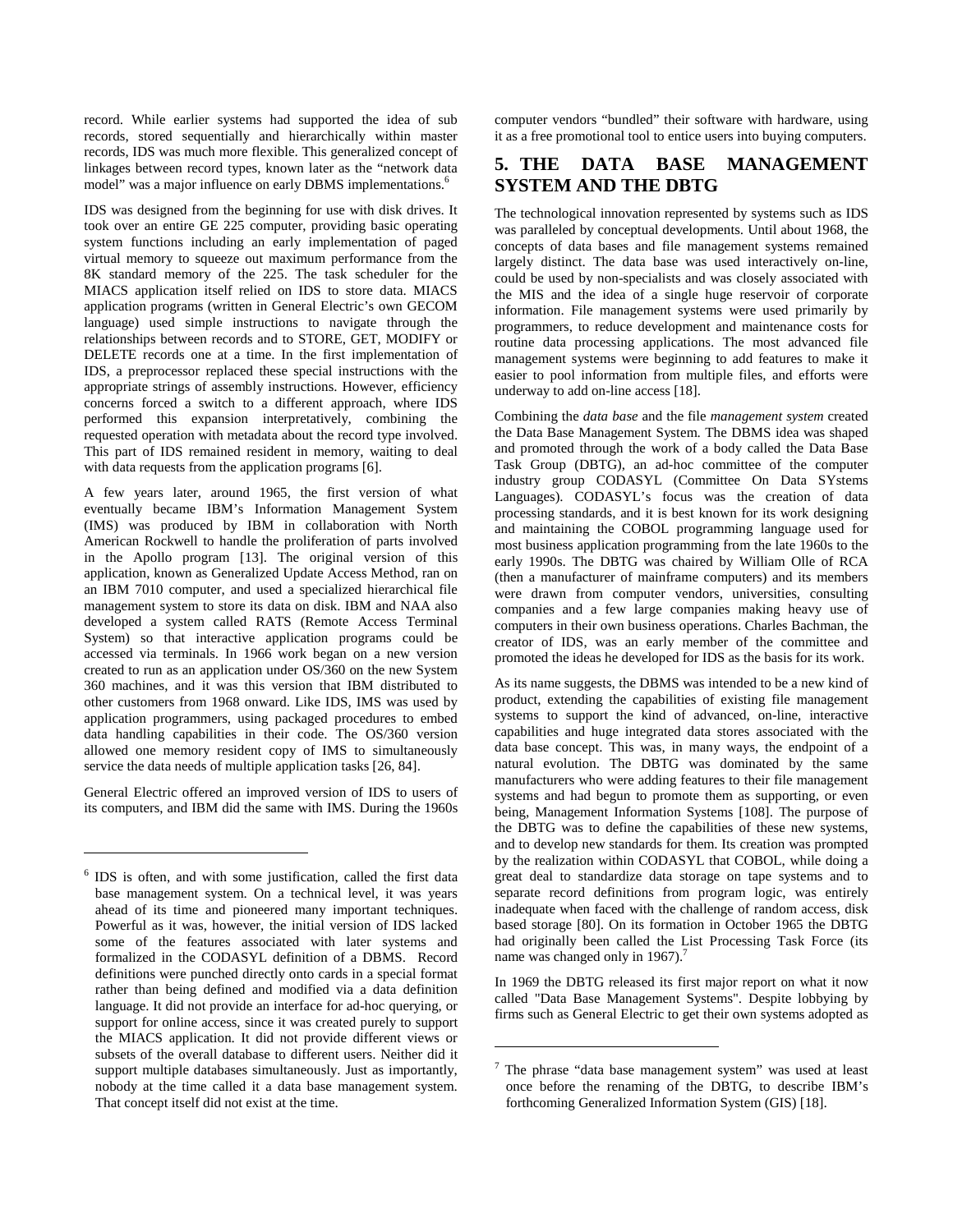record. While earlier systems had supported the idea of sub records, stored sequentially and hierarchically within master records, IDS was much more flexible. This generalized concept of linkages between record types, known later as the "network data model" was a major influence on early DBMS implementations.[6]

IDS was designed from the beginning for use with disk drives. It took over an entire GE 225 computer, providing basic operating system functions including an early implementation of paged virtual memory to squeeze out maximum performance from the 8K standard memory of the 225. The task scheduler for the MIACS application itself relied on IDS to store data. MIACS application programs (written in General Electric's own GECOM language) used simple instructions to navigate through the relationships between records and to STORE, GET, MODIFY or DELETE records one at a time. In the first implementation of IDS, a preprocessor replaced these special instructions with the appropriate strings of assembly instructions. However, efficiency concerns forced a switch to a different approach, where IDS performed this expansion interpretatively, combining the requested operation with metadata about the record type involved. This part of IDS remained resident in memory, waiting to deal with data requests from the application programs [6].

A few years later, around 1965, the first version of what eventually became IBM's Information Management System (IMS) was produced by IBM in collaboration with North American Rockwell to handle the proliferation of parts involved in the Apollo program [13]. The original version of this application, known as Generalized Update Access Method, ran on an IBM 7010 computer, and used a specialized hierarchical file management system to store its data on disk. IBM and NAA also developed a system called RATS (Remote Access Terminal System) so that interactive application programs could be accessed via terminals. In 1966 work began on a new version created to run as an application under OS/360 on the new System 360 machines, and it was this version that IBM distributed to other customers from 1968 onward. Like IDS, IMS was used by application programmers, using packaged procedures to embed data handling capabilities in their code. The OS/360 version allowed one memory resident copy of IMS to simultaneously service the data needs of multiple application tasks [26, 84].

General Electric offered an improved version of IDS to users of its computers, and IBM did the same with IMS. During the 1960s computer vendors "bundled" their software with hardware, using it as a free promotional tool to entice users into buying computers.

[6] IDS is often, and with some justification, called the first data base management system. On a technical level, it was years ahead of its time and pioneered many important techniques. Powerful as it was, however, the initial version of IDS lacked some of the features associated with later systems and formalized in the CODASYL definition of a DBMS. Record definitions were punched directly onto cards in a special format rather than being defined and modified via a data definition language. It did not provide an interface for ad-hoc querying, or support for online access, since it was created purely to support the MIACS application. It did not provide different views or subsets of the overall database to different users. Neither did it support multiple databases simultaneously. Just as importantly, nobody at the time called it a data base management system. That concept itself did not exist at the time.

## 5. THE DATA BASE MANAGEMENT SYSTEM AND THE DBTG

The technological innovation represented by systems such as IDS was paralleled by conceptual developments. Until about 1968, the concepts of data bases and file management systems remained largely distinct. The data base was used interactively on-line, could be used by non-specialists and was closely associated with the MIS and the idea of a single huge reservoir of corporate information. File management systems were used primarily by programmers, to reduce development and maintenance costs for routine data processing applications. The most advanced file management systems were beginning to add features to make it easier to pool information from multiple files, and efforts were underway to add on-line access [18].

Combining the *data base* and the file *management system* created the Data Base Management System. The DBMS idea was shaped and promoted through the work of a body called the Data Base Task Group (DBTG), an ad-hoc committee of the computer industry group CODASYL (Committee On Data SYstems Languages). CODASYL's focus was the creation of data processing standards, and it is best known for its work designing and maintaining the COBOL programming language used for most business application programming from the late 1960s to the early 1990s. The DBTG was chaired by William Olle of RCA (then a manufacturer of mainframe computers) and its members were drawn from computer vendors, universities, consulting companies and a few large companies making heavy use of computers in their own business operations. Charles Bachman, the creator of IDS, was an early member of the committee and promoted the ideas he developed for IDS as the basis for its work.

As its name suggests, the DBMS was intended to be a new kind of product, extending the capabilities of existing file management systems to support the kind of advanced, on-line, interactive capabilities and huge integrated data stores associated with the data base concept. This was, in many ways, the endpoint of a natural evolution. The DBTG was dominated by the same manufacturers who were adding features to their file management systems and had begun to promote them as supporting, or even being, Management Information Systems [108]. The purpose of the DBTG was to define the capabilities of these new systems, and to develop new standards for them. Its creation was prompted by the realization within CODASYL that COBOL, while doing a great deal to standardize data storage on tape systems and to separate record definitions from program logic, was entirely inadequate when faced with the challenge of random access, disk based storage [80]. On its formation in October 1965 the DBTG had originally been called the List Processing Task Force (its name was changed only in 1967).[7]

In 1969 the DBTG released its first major report on what it now called "Data Base Management Systems". Despite lobbying by firms such as General Electric to get their own systems adopted as

[7] The phrase "data base management system" was used at least once before the renaming of the DBTG, to describe IBM's forthcoming Generalized Information System (GIS) [18].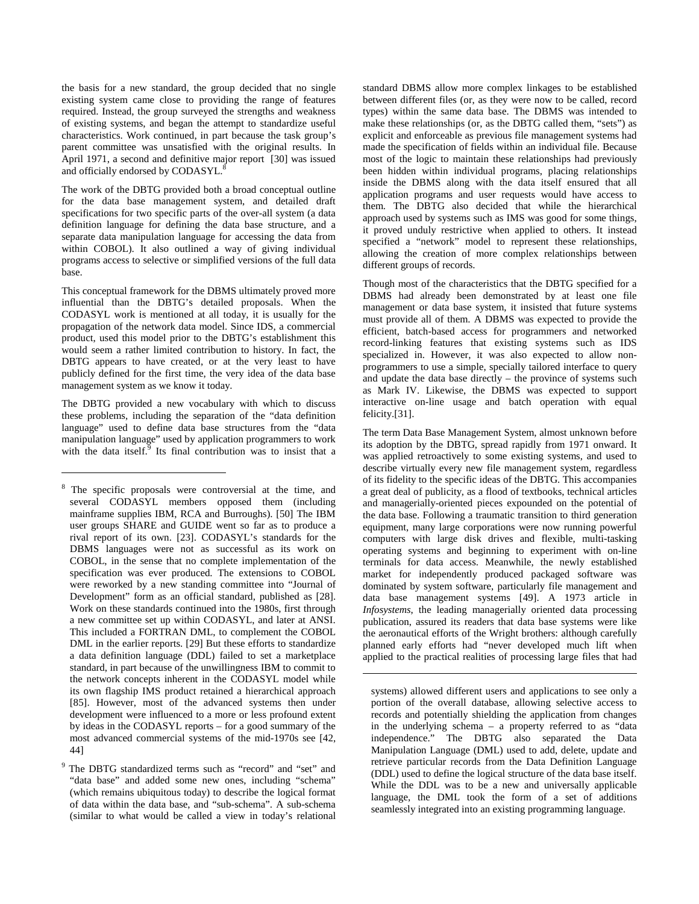the basis for a new standard, the group decided that no single existing system came close to providing the range of features required. Instead, the group surveyed the strengths and weakness of existing systems, and began the attempt to standardize useful characteristics. Work continued, in part because the task group's parent committee was unsatisfied with the original results. In April 1971, a second and definitive major report [30] was issued and officially endorsed by CODASYL.[8]

The work of the DBTG provided both a broad conceptual outline for the data base management system, and detailed draft specifications for two specific parts of the over-all system (a data definition language for defining the data base structure, and a separate data manipulation language for accessing the data from within COBOL). It also outlined a way of giving individual programs access to selective or simplified versions of the full data base.

This conceptual framework for the DBMS ultimately proved more influential than the DBTG's detailed proposals. When the CODASYL work is mentioned at all today, it is usually for the propagation of the network data model. Since IDS, a commercial product, used this model prior to the DBTG's establishment this would seem a rather limited contribution to history. In fact, the DBTG appears to have created, or at the very least to have publicly defined for the first time, the very idea of the data base management system as we know it today.

The DBTG provided a new vocabulary with which to discuss these problems, including the separation of the "data definition language" used to define data base structures from the "data manipulation language" used by application programmers to work with the data itself.[9] Its final contribution was to insist that a standard DBMS allow more complex linkages to be established between different files (or, as they were now to be called, record types) within the same data base. The DBMS was intended to make these relationships (or, as the DBTG called them, "sets") as explicit and enforceable as previous file management systems had made the specification of fields within an individual file. Because most of the logic to maintain these relationships had previously been hidden within individual programs, placing relationships inside the DBMS along with the data itself ensured that all application programs and user requests would have access to them. The DBTG also decided that while the hierarchical approach used by systems such as IMS was good for some things, it proved unduly restrictive when applied to others. It instead specified a "network" model to represent these relationships, allowing the creation of more complex relationships between different groups of records.

Though most of the characteristics that the DBTG specified for a DBMS had already been demonstrated by at least one file management or data base system, it insisted that future systems must provide all of them. A DBMS was expected to provide the efficient, batch-based access for programmers and networked record-linking features that existing systems such as IDS specialized in. However, it was also expected to allow non-programmers to use a simple, specially tailored interface to query and update the data base directly – the province of systems such as Mark IV. Likewise, the DBMS was expected to support interactive on-line usage and batch operation with equal felicity.[31].

The term Data Base Management System, almost unknown before its adoption by the DBTG, spread rapidly from 1971 onward. It was applied retroactively to some existing systems, and used to describe virtually every new file management system, regardless of its fidelity to the specific ideas of the DBTG. This accompanies a great deal of publicity, as a flood of textbooks, technical articles and managerially-oriented pieces expounded on the potential of the data base. Following a traumatic transition to third generation equipment, many large corporations were now running powerful computers with large disk drives and flexible, multi-tasking operating systems and beginning to experiment with on-line terminals for data access. Meanwhile, the newly established market for independently produced packaged software was dominated by system software, particularly file management and data base management systems [49]. A 1973 article in *Infosystems*, the leading managerially oriented data processing publication, assured its readers that data base systems were like the aeronautical efforts of the Wright brothers: although carefully planned early efforts had "never developed much lift when applied to the practical realities of processing large files that had

---

[8] The specific proposals were controversial at the time, and several CODASYL members opposed them (including mainframe supplies IBM, RCA and Burroughs). [50] The IBM user groups SHARE and GUIDE went so far as to produce a rival report of its own. [23]. CODASYL's standards for the DBMS languages were not as successful as its work on COBOL, in the sense that no complete implementation of the specification was ever produced. The extensions to COBOL were reworked by a new standing committee into "Journal of Development" form as an official standard, published as [28]. Work on these standards continued into the 1980s, first through a new committee set up within CODASYL, and later at ANSI. This included a FORTRAN DML, to complement the COBOL DML in the earlier reports. [29] But these efforts to standardize a data definition language (DDL) failed to set a marketplace standard, in part because of the unwillingness IBM to commit to the network concepts inherent in the CODASYL model while its own flagship IMS product retained a hierarchical approach [85]. However, most of the advanced systems then under development were influenced to a more or less profound extent by ideas in the CODASYL reports – for a good summary of the most advanced commercial systems of the mid-1970s see [42, 44]

[9] The DBTG standardized terms such as "record" and "set" and "data base" and added some new ones, including "schema" (which remains ubiquitous today) to describe the logical format of data within the data base, and "sub-schema". A sub-schema (similar to what would be called a view in today's relational systems) allowed different users and applications to see only a portion of the overall database, allowing selective access to records and potentially shielding the application from changes in the underlying schema – a property referred to as "data independence." The DBTG also separated the Data Manipulation Language (DML) used to add, delete, update and retrieve particular records from the Data Definition Language (DDL) used to define the logical structure of the data base itself. While the DDL was to be a new and universally applicable language, the DML took the form of a set of additions seamlessly integrated into an existing programming language.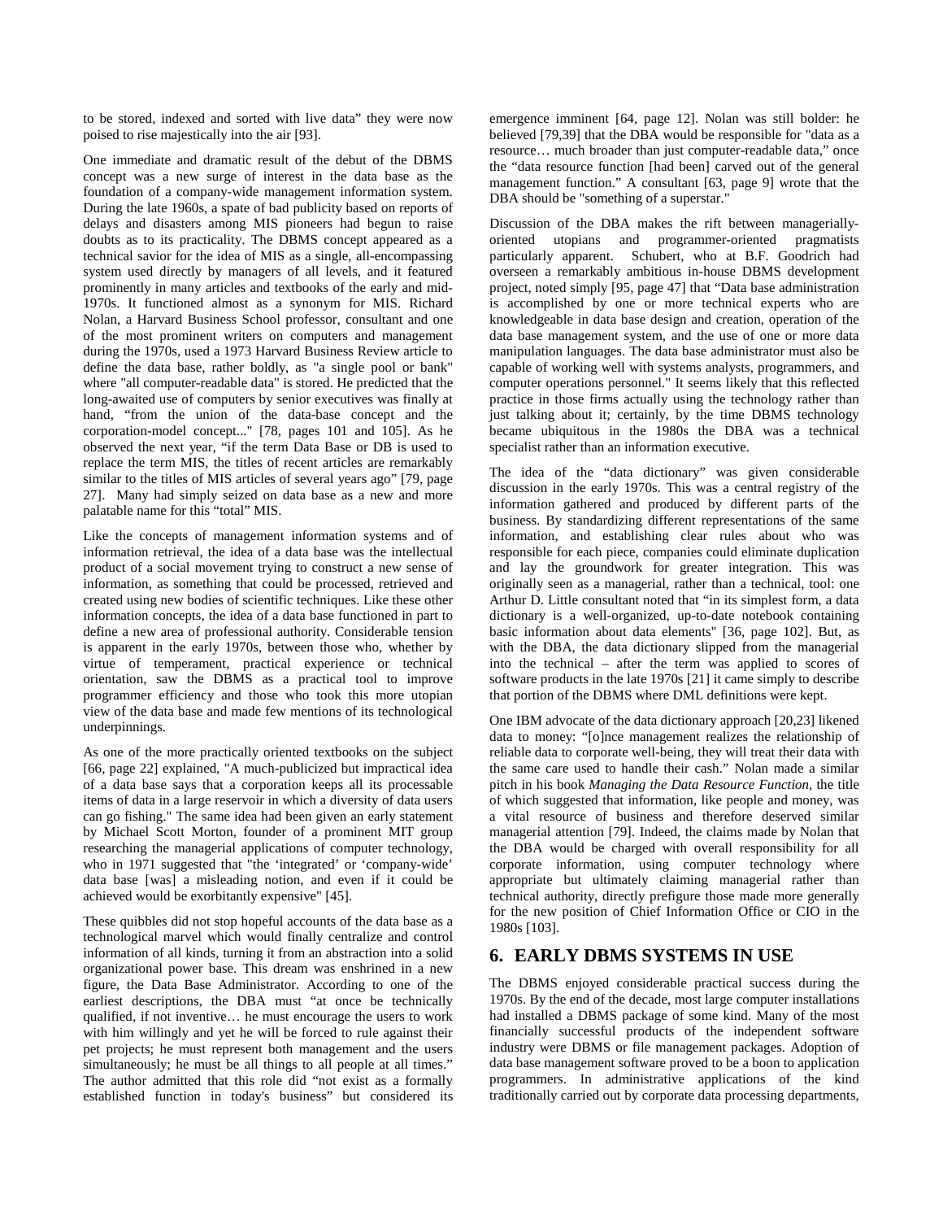to be stored, indexed and sorted with live data" they were now poised to rise majestically into the air [93].

One immediate and dramatic result of the debut of the DBMS concept was a new surge of interest in the data base as the foundation of a company-wide management information system. During the late 1960s, a spate of bad publicity based on reports of delays and disasters among MIS pioneers had begun to raise doubts as to its practicality. The DBMS concept appeared as a technical savior for the idea of MIS as a single, all-encompassing system used directly by managers of all levels, and it featured prominently in many articles and textbooks of the early and mid-1970s. It functioned almost as a synonym for MIS. Richard Nolan, a Harvard Business School professor, consultant and one of the most prominent writers on computers and management during the 1970s, used a 1973 Harvard Business Review article to define the data base, rather boldly, as "a single pool or bank" where "all computer-readable data" is stored. He predicted that the long-awaited use of computers by senior executives was finally at hand, "from the union of the data-base concept and the corporation-model concept..." [78, pages 101 and 105]. As he observed the next year, "if the term Data Base or DB is used to replace the term MIS, the titles of recent articles are remarkably similar to the titles of MIS articles of several years ago" [79, page 27]. Many had simply seized on data base as a new and more palatable name for this "total" MIS.

Like the concepts of management information systems and of information retrieval, the idea of a data base was the intellectual product of a social movement trying to construct a new sense of information, as something that could be processed, retrieved and created using new bodies of scientific techniques. Like these other information concepts, the idea of a data base functioned in part to define a new area of professional authority. Considerable tension is apparent in the early 1970s, between those who, whether by virtue of temperament, practical experience or technical orientation, saw the DBMS as a practical tool to improve programmer efficiency and those who took this more utopian view of the data base and made few mentions of its technological underpinnings.

As one of the more practically oriented textbooks on the subject [66, page 22] explained, "A much-publicized but impractical idea of a data base says that a corporation keeps all its processable items of data in a large reservoir in which a diversity of data users can go fishing." The same idea had been given an early statement by Michael Scott Morton, founder of a prominent MIT group researching the managerial applications of computer technology, who in 1971 suggested that "the 'integrated' or 'company-wide' data base [was] a misleading notion, and even if it could be achieved would be exorbitantly expensive" [45].

These quibbles did not stop hopeful accounts of the data base as a technological marvel which would finally centralize and control information of all kinds, turning it from an abstraction into a solid organizational power base. This dream was enshrined in a new figure, the Data Base Administrator. According to one of the earliest descriptions, the DBA must "at once be technically qualified, if not inventive… he must encourage the users to work with him willingly and yet he will be forced to rule against their pet projects; he must represent both management and the users simultaneously; he must be all things to all people at all times." The author admitted that this role did "not exist as a formally established function in today's business" but considered its emergence imminent [64, page 12]. Nolan was still bolder: he believed [79,39] that the DBA would be responsible for "data as a resource… much broader than just computer-readable data," once the "data resource function [had been] carved out of the general management function." A consultant [63, page 9] wrote that the DBA should be "something of a superstar."

Discussion of the DBA makes the rift between managerially-oriented utopians and programmer-oriented pragmatists particularly apparent. Schubert, who at B.F. Goodrich had overseen a remarkably ambitious in-house DBMS development project, noted simply [95, page 47] that "Data base administration is accomplished by one or more technical experts who are knowledgeable in data base design and creation, operation of the data base management system, and the use of one or more data manipulation languages. The data base administrator must also be capable of working well with systems analysts, programmers, and computer operations personnel." It seems likely that this reflected practice in those firms actually using the technology rather than just talking about it; certainly, by the time DBMS technology became ubiquitous in the 1980s the DBA was a technical specialist rather than an information executive.

The idea of the "data dictionary" was given considerable discussion in the early 1970s. This was a central registry of the information gathered and produced by different parts of the business. By standardizing different representations of the same information, and establishing clear rules about who was responsible for each piece, companies could eliminate duplication and lay the groundwork for greater integration. This was originally seen as a managerial, rather than a technical, tool: one Arthur D. Little consultant noted that "in its simplest form, a data dictionary is a well-organized, up-to-date notebook containing basic information about data elements" [36, page 102]. But, as with the DBA, the data dictionary slipped from the managerial into the technical – after the term was applied to scores of software products in the late 1970s [21] it came simply to describe that portion of the DBMS where DML definitions were kept.

One IBM advocate of the data dictionary approach [20,23] likened data to money: "[o]nce management realizes the relationship of reliable data to corporate well-being, they will treat their data with the same care used to handle their cash." Nolan made a similar pitch in his book *Managing the Data Resource Function*, the title of which suggested that information, like people and money, was a vital resource of business and therefore deserved similar managerial attention [79]. Indeed, the claims made by Nolan that the DBA would be charged with overall responsibility for all corporate information, using computer technology where appropriate but ultimately claiming managerial rather than technical authority, directly prefigure those made more generally for the new position of Chief Information Office or CIO in the 1980s [103].

## 6. EARLY DBMS SYSTEMS IN USE

The DBMS enjoyed considerable practical success during the 1970s. By the end of the decade, most large computer installations had installed a DBMS package of some kind. Many of the most financially successful products of the independent software industry were DBMS or file management packages. Adoption of data base management software proved to be a boon to application programmers. In administrative applications of the kind traditionally carried out by corporate data processing departments,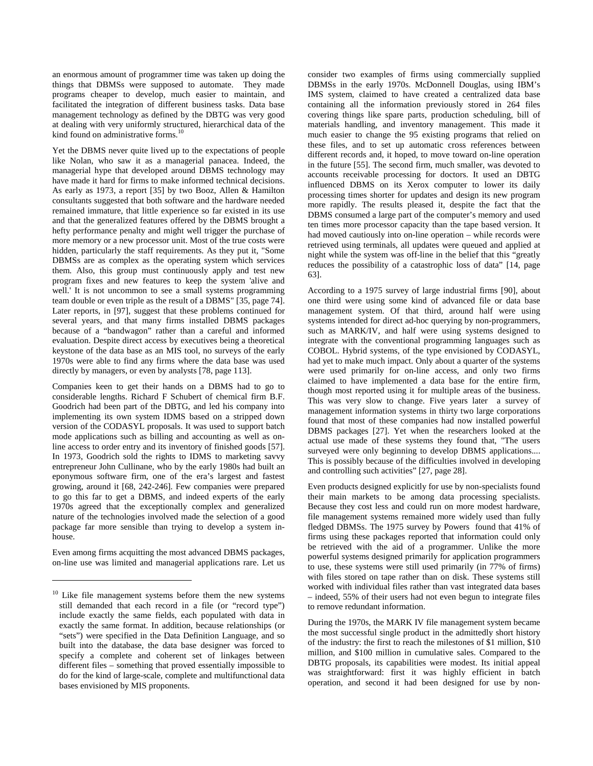an enormous amount of programmer time was taken up doing the things that DBMSs were supposed to automate. They made programs cheaper to develop, much easier to maintain, and facilitated the integration of different business tasks. Data base management technology as defined by the DBTG was very good at dealing with very uniformly structured, hierarchical data of the kind found on administrative forms.[10]

Yet the DBMS never quite lived up to the expectations of people like Nolan, who saw it as a managerial panacea. Indeed, the managerial hype that developed around DBMS technology may have made it hard for firms to make informed technical decisions. As early as 1973, a report [35] by two Booz, Allen & Hamilton consultants suggested that both software and the hardware needed remained immature, that little experience so far existed in its use and that the generalized features offered by the DBMS brought a hefty performance penalty and might well trigger the purchase of more memory or a new processor unit. Most of the true costs were hidden, particularly the staff requirements. As they put it, "Some DBMSs are as complex as the operating system which services them. Also, this group must continuously apply and test new program fixes and new features to keep the system 'alive and well.' It is not uncommon to see a small systems programming team double or even triple as the result of a DBMS" [35, page 74]. Later reports, in [97], suggest that these problems continued for several years, and that many firms installed DBMS packages because of a "bandwagon" rather than a careful and informed evaluation. Despite direct access by executives being a theoretical keystone of the data base as an MIS tool, no surveys of the early 1970s were able to find any firms where the data base was used directly by managers, or even by analysts [78, page 113].

Companies keen to get their hands on a DBMS had to go to considerable lengths. Richard F Schubert of chemical firm B.F. Goodrich had been part of the DBTG, and led his company into implementing its own system IDMS based on a stripped down version of the CODASYL proposals. It was used to support batch mode applications such as billing and accounting as well as on-line access to order entry and its inventory of finished goods [57]. In 1973, Goodrich sold the rights to IDMS to marketing savvy entrepreneur John Cullinane, who by the early 1980s had built an eponymous software firm, one of the era's largest and fastest growing, around it [68, 242-246]. Few companies were prepared to go this far to get a DBMS, and indeed experts of the early 1970s agreed that the exceptionally complex and generalized nature of the technologies involved made the selection of a good package far more sensible than trying to develop a system in-house.

Even among firms acquitting the most advanced DBMS packages, on-line use was limited and managerial applications rare. Let us consider two examples of firms using commercially supplied DBMSs in the early 1970s. McDonnell Douglas, using IBM's IMS system, claimed to have created a centralized data base containing all the information previously stored in 264 files covering things like spare parts, production scheduling, bill of materials handling, and inventory management. This made it much easier to change the 95 existing programs that relied on these files, and to set up automatic cross references between different records and, it hoped, to move toward on-line operation in the future [55]. The second firm, much smaller, was devoted to accounts receivable processing for doctors. It used an DBTG influenced DBMS on its Xerox computer to lower its daily processing times shorter for updates and design its new program more rapidly. The results pleased it, despite the fact that the DBMS consumed a large part of the computer's memory and used ten times more processor capacity than the tape based version. It had moved cautiously into on-line operation – while records were retrieved using terminals, all updates were queued and applied at night while the system was off-line in the belief that this "greatly reduces the possibility of a catastrophic loss of data" [14, page 63].

According to a 1975 survey of large industrial firms [90], about one third were using some kind of advanced file or data base management system. Of that third, around half were using systems intended for direct ad-hoc querying by non-programmers, such as MARK/IV, and half were using systems designed to integrate with the conventional programming languages such as COBOL. Hybrid systems, of the type envisioned by CODASYL, had yet to make much impact. Only about a quarter of the systems were used primarily for on-line access, and only two firms claimed to have implemented a data base for the entire firm, though most reported using it for multiple areas of the business. This was very slow to change. Five years later a survey of management information systems in thirty two large corporations found that most of these companies had now installed powerful DBMS packages [27]. Yet when the researchers looked at the actual use made of these systems they found that, "The users surveyed were only beginning to develop DBMS applications.... This is possibly because of the difficulties involved in developing and controlling such activities" [27, page 28].

Even products designed explicitly for use by non-specialists found their main markets to be among data processing specialists. Because they cost less and could run on more modest hardware, file management systems remained more widely used than fully fledged DBMSs. The 1975 survey by Powers found that 41% of firms using these packages reported that information could only be retrieved with the aid of a programmer. Unlike the more powerful systems designed primarily for application programmers to use, these systems were still used primarily (in 77% of firms) with files stored on tape rather than on disk. These systems still worked with individual files rather than vast integrated data bases – indeed, 55% of their users had not even begun to integrate files to remove redundant information.

During the 1970s, the MARK IV file management system became the most successful single product in the admittedly short history of the industry: the first to reach the milestones of $1 million, $10 million, and $100 million in cumulative sales. Compared to the DBTG proposals, its capabilities were modest. Its initial appeal was straightforward: first it was highly efficient in batch operation, and second it had been designed for use by non-

[10] Like file management systems before them the new systems still demanded that each record in a file (or "record type") include exactly the same fields, each populated with data in exactly the same format. In addition, because relationships (or "sets") were specified in the Data Definition Language, and so built into the database, the data base designer was forced to specify a complete and coherent set of linkages between different files – something that proved essentially impossible to do for the kind of large-scale, complete and multifunctional data bases envisioned by MIS proponents.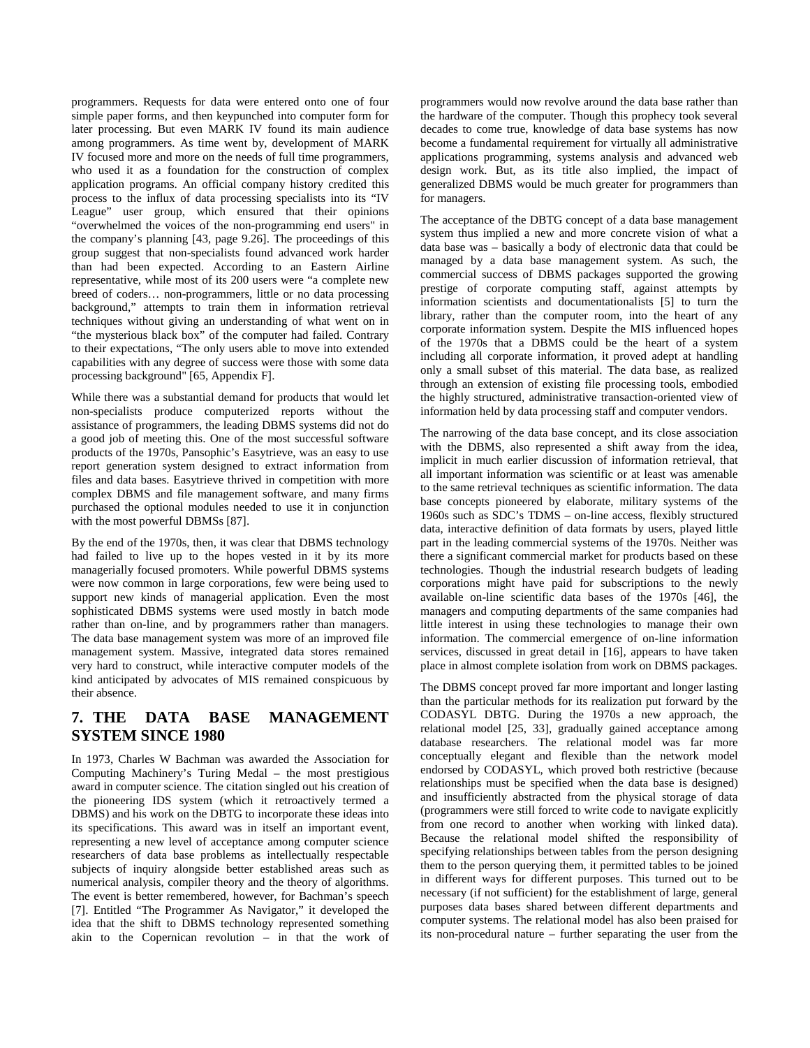programmers. Requests for data were entered onto one of four simple paper forms, and then keypunched into computer form for later processing. But even MARK IV found its main audience among programmers. As time went by, development of MARK IV focused more and more on the needs of full time programmers, who used it as a foundation for the construction of complex application programs. An official company history credited this process to the influx of data processing specialists into its "IV League" user group, which ensured that their opinions "overwhelmed the voices of the non-programming end users" in the company's planning [43, page 9.26]. The proceedings of this group suggest that non-specialists found advanced work harder than had been expected. According to an Eastern Airline representative, while most of its 200 users were "a complete new breed of coders… non-programmers, little or no data processing background," attempts to train them in information retrieval techniques without giving an understanding of what went on in "the mysterious black box" of the computer had failed. Contrary to their expectations, "The only users able to move into extended capabilities with any degree of success were those with some data processing background" [65, Appendix F].

While there was a substantial demand for products that would let non-specialists produce computerized reports without the assistance of programmers, the leading DBMS systems did not do a good job of meeting this. One of the most successful software products of the 1970s, Pansophic's Easytrieve, was an easy to use report generation system designed to extract information from files and data bases. Easytrieve thrived in competition with more complex DBMS and file management software, and many firms purchased the optional modules needed to use it in conjunction with the most powerful DBMSs [87].

By the end of the 1970s, then, it was clear that DBMS technology had failed to live up to the hopes vested in it by its more managerially focused promoters. While powerful DBMS systems were now common in large corporations, few were being used to support new kinds of managerial application. Even the most sophisticated DBMS systems were used mostly in batch mode rather than on-line, and by programmers rather than managers. The data base management system was more of an improved file management system. Massive, integrated data stores remained very hard to construct, while interactive computer models of the kind anticipated by advocates of MIS remained conspicuous by their absence.

## 7. THE DATA BASE MANAGEMENT SYSTEM SINCE 1980

In 1973, Charles W Bachman was awarded the Association for Computing Machinery's Turing Medal – the most prestigious award in computer science. The citation singled out his creation of the pioneering IDS system (which it retroactively termed a DBMS) and his work on the DBTG to incorporate these ideas into its specifications. This award was in itself an important event, representing a new level of acceptance among computer science researchers of data base problems as intellectually respectable subjects of inquiry alongside better established areas such as numerical analysis, compiler theory and the theory of algorithms. The event is better remembered, however, for Bachman's speech [7]. Entitled "The Programmer As Navigator," it developed the idea that the shift to DBMS technology represented something akin to the Copernican revolution – in that the work of programmers would now revolve around the data base rather than the hardware of the computer. Though this prophecy took several decades to come true, knowledge of data base systems has now become a fundamental requirement for virtually all administrative applications programming, systems analysis and advanced web design work. But, as its title also implied, the impact of generalized DBMS would be much greater for programmers than for managers.

The acceptance of the DBTG concept of a data base management system thus implied a new and more concrete vision of what a data base was – basically a body of electronic data that could be managed by a data base management system. As such, the commercial success of DBMS packages supported the growing prestige of corporate computing staff, against attempts by information scientists and documentationalists [5] to turn the library, rather than the computer room, into the heart of any corporate information system. Despite the MIS influenced hopes of the 1970s that a DBMS could be the heart of a system including all corporate information, it proved adept at handling only a small subset of this material. The data base, as realized through an extension of existing file processing tools, embodied the highly structured, administrative transaction-oriented view of information held by data processing staff and computer vendors.

The narrowing of the data base concept, and its close association with the DBMS, also represented a shift away from the idea, implicit in much earlier discussion of information retrieval, that all important information was scientific or at least was amenable to the same retrieval techniques as scientific information. The data base concepts pioneered by elaborate, military systems of the 1960s such as SDC's TDMS – on-line access, flexibly structured data, interactive definition of data formats by users, played little part in the leading commercial systems of the 1970s. Neither was there a significant commercial market for products based on these technologies. Though the industrial research budgets of leading corporations might have paid for subscriptions to the newly available on-line scientific data bases of the 1970s [46], the managers and computing departments of the same companies had little interest in using these technologies to manage their own information. The commercial emergence of on-line information services, discussed in great detail in [16], appears to have taken place in almost complete isolation from work on DBMS packages.

The DBMS concept proved far more important and longer lasting than the particular methods for its realization put forward by the CODASYL DBTG. During the 1970s a new approach, the relational model [25, 33], gradually gained acceptance among database researchers. The relational model was far more conceptually elegant and flexible than the network model endorsed by CODASYL, which proved both restrictive (because relationships must be specified when the data base is designed) and insufficiently abstracted from the physical storage of data (programmers were still forced to write code to navigate explicitly from one record to another when working with linked data). Because the relational model shifted the responsibility of specifying relationships between tables from the person designing them to the person querying them, it permitted tables to be joined in different ways for different purposes. This turned out to be necessary (if not sufficient) for the establishment of large, general purposes data bases shared between different departments and computer systems. The relational model has also been praised for its non-procedural nature – further separating the user from the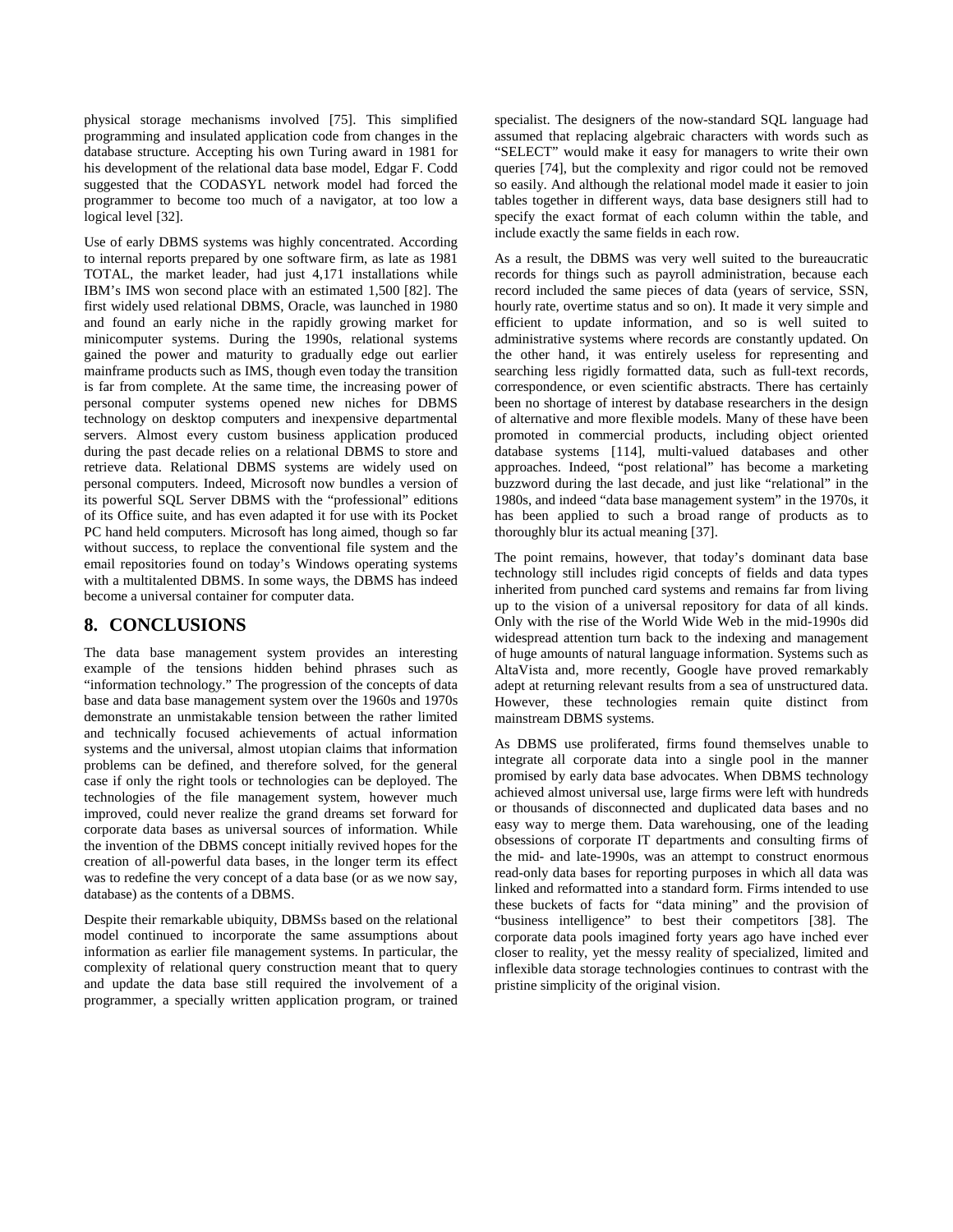physical storage mechanisms involved [75]. This simplified programming and insulated application code from changes in the database structure. Accepting his own Turing award in 1981 for his development of the relational data base model, Edgar F. Codd suggested that the CODASYL network model had forced the programmer to become too much of a navigator, at too low a logical level [32].

Use of early DBMS systems was highly concentrated. According to internal reports prepared by one software firm, as late as 1981 TOTAL, the market leader, had just 4,171 installations while IBM's IMS won second place with an estimated 1,500 [82]. The first widely used relational DBMS, Oracle, was launched in 1980 and found an early niche in the rapidly growing market for minicomputer systems. During the 1990s, relational systems gained the power and maturity to gradually edge out earlier mainframe products such as IMS, though even today the transition is far from complete. At the same time, the increasing power of personal computer systems opened new niches for DBMS technology on desktop computers and inexpensive departmental servers. Almost every custom business application produced during the past decade relies on a relational DBMS to store and retrieve data. Relational DBMS systems are widely used on personal computers. Indeed, Microsoft now bundles a version of its powerful SQL Server DBMS with the "professional" editions of its Office suite, and has even adapted it for use with its Pocket PC hand held computers. Microsoft has long aimed, though so far without success, to replace the conventional file system and the email repositories found on today's Windows operating systems with a multitalented DBMS. In some ways, the DBMS has indeed become a universal container for computer data.

## 8. CONCLUSIONS

The data base management system provides an interesting example of the tensions hidden behind phrases such as "information technology." The progression of the concepts of data base and data base management system over the 1960s and 1970s demonstrate an unmistakable tension between the rather limited and technically focused achievements of actual information systems and the universal, almost utopian claims that information problems can be defined, and therefore solved, for the general case if only the right tools or technologies can be deployed. The technologies of the file management system, however much improved, could never realize the grand dreams set forward for corporate data bases as universal sources of information. While the invention of the DBMS concept initially revived hopes for the creation of all-powerful data bases, in the longer term its effect was to redefine the very concept of a data base (or as we now say, database) as the contents of a DBMS.

Despite their remarkable ubiquity, DBMSs based on the relational model continued to incorporate the same assumptions about information as earlier file management systems. In particular, the complexity of relational query construction meant that to query and update the data base still required the involvement of a programmer, a specially written application program, or trained specialist. The designers of the now-standard SQL language had assumed that replacing algebraic characters with words such as "SELECT" would make it easy for managers to write their own queries [74], but the complexity and rigor could not be removed so easily. And although the relational model made it easier to join tables together in different ways, data base designers still had to specify the exact format of each column within the table, and include exactly the same fields in each row.

As a result, the DBMS was very well suited to the bureaucratic records for things such as payroll administration, because each record included the same pieces of data (years of service, SSN, hourly rate, overtime status and so on). It made it very simple and efficient to update information, and so is well suited to administrative systems where records are constantly updated. On the other hand, it was entirely useless for representing and searching less rigidly formatted data, such as full-text records, correspondence, or even scientific abstracts. There has certainly been no shortage of interest by database researchers in the design of alternative and more flexible models. Many of these have been promoted in commercial products, including object oriented database systems [114], multi-valued databases and other approaches. Indeed, "post relational" has become a marketing buzzword during the last decade, and just like "relational" in the 1980s, and indeed "data base management system" in the 1970s, it has been applied to such a broad range of products as to thoroughly blur its actual meaning [37].

The point remains, however, that today's dominant data base technology still includes rigid concepts of fields and data types inherited from punched card systems and remains far from living up to the vision of a universal repository for data of all kinds. Only with the rise of the World Wide Web in the mid-1990s did widespread attention turn back to the indexing and management of huge amounts of natural language information. Systems such as AltaVista and, more recently, Google have proved remarkably adept at returning relevant results from a sea of unstructured data. However, these technologies remain quite distinct from mainstream DBMS systems.

As DBMS use proliferated, firms found themselves unable to integrate all corporate data into a single pool in the manner promised by early data base advocates. When DBMS technology achieved almost universal use, large firms were left with hundreds or thousands of disconnected and duplicated data bases and no easy way to merge them. Data warehousing, one of the leading obsessions of corporate IT departments and consulting firms of the mid- and late-1990s, was an attempt to construct enormous read-only data bases for reporting purposes in which all data was linked and reformatted into a standard form. Firms intended to use these buckets of facts for "data mining" and the provision of "business intelligence" to best their competitors [38]. The corporate data pools imagined forty years ago have inched ever closer to reality, yet the messy reality of specialized, limited and inflexible data storage technologies continues to contrast with the pristine simplicity of the original vision.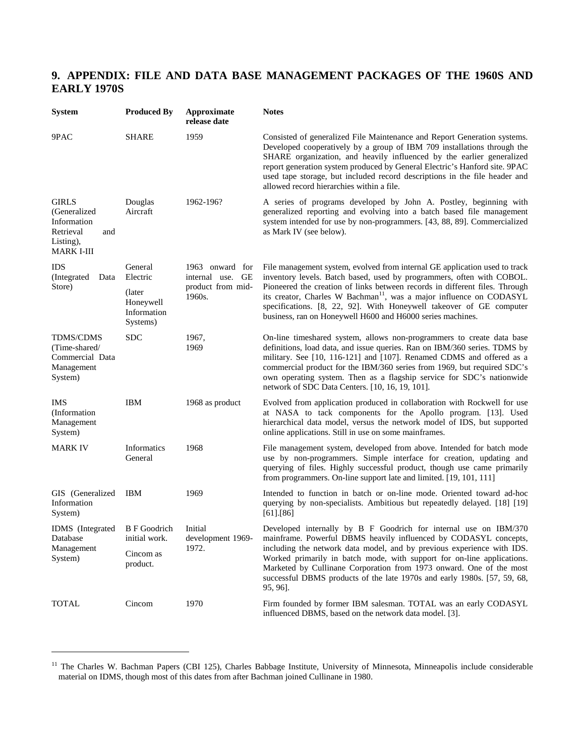# 9. APPENDIX: FILE AND DATA BASE MANAGEMENT PACKAGES OF THE 1960S AND EARLY 1970S

| System | Produced By | Approximate release date | Notes |
|---|---|---|---|
| 9PAC | SHARE | 1959 | Consisted of generalized File Maintenance and Report Generation systems. Developed cooperatively by a group of IBM 709 installations through the SHARE organization, and heavily influenced by the earlier generalized report generation system produced by General Electric's Hanford site. 9PAC used tape storage, but included record descriptions in the file header and allowed record hierarchies within a file. |
| GIRLS (Generalized Information Retrieval and Listing), MARK I-III | Douglas Aircraft | 1962-196? | A series of programs developed by John A. Postley, beginning with generalized reporting and evolving into a batch based file management system intended for use by non-programmers. [43, 88, 89]. Commercialized as Mark IV (see below). |
| IDS (Integrated Data Store) | General Electric (later Honeywell Information Systems) | 1963 onward for internal use. GE product from mid-1960s. | File management system, evolved from internal GE application used to track inventory levels. Batch based, used by programmers, often with COBOL. Pioneered the creation of links between records in different files. Through its creator, Charles W Bachman[11], was a major influence on CODASYL specifications. [8, 22, 92]. With Honeywell takeover of GE computer business, ran on Honeywell H600 and H6000 series machines. |
| TDMS/CDMS (Time-shared/ Commercial Data Management System) | SDC | 1967, 1969 | On-line timeshared system, allows non-programmers to create data base definitions, load data, and issue queries. Ran on IBM/360 series. TDMS by military. See [10, 116-121] and [107]. Renamed CDMS and offered as a commercial product for the IBM/360 series from 1969, but required SDC's own operating system. Then as a flagship service for SDC's nationwide network of SDC Data Centers. [10, 16, 19, 101]. |
| IMS (Information Management System) | IBM | 1968 as product | Evolved from application produced in collaboration with Rockwell for use at NASA to tack components for the Apollo program. [13]. Used hierarchical data model, versus the network model of IDS, but supported online applications. Still in use on some mainframes. |
| MARK IV | Informatics General | 1968 | File management system, developed from above. Intended for batch mode use by non-programmers. Simple interface for creation, updating and querying of files. Highly successful product, though use came primarily from programmers. On-line support late and limited. [19, 101, 111] |
| GIS (Generalized Information System) | IBM | 1969 | Intended to function in batch or on-line mode. Oriented toward ad-hoc querying by non-specialists. Ambitious but repeatedly delayed. [18] [19] [61].[86] |
| IDMS (Integrated Database Management System) | B F Goodrich initial work. Cincom as product. | Initial development 1969-1972. | Developed internally by B F Goodrich for internal use on IBM/370 mainframe. Powerful DBMS heavily influenced by CODASYL concepts, including the network data model, and by previous experience with IDS. Worked primarily in batch mode, with support for on-line applications. Marketed by Cullinane Corporation from 1973 onward. One of the most successful DBMS products of the late 1970s and early 1980s. [57, 59, 68, 95, 96]. |
| TOTAL | Cincom | 1970 | Firm founded by former IBM salesman. TOTAL was an early CODASYL influenced DBMS, based on the network data model. [3]. |

[11] The Charles W. Bachman Papers (CBI 125), Charles Babbage Institute, University of Minnesota, Minneapolis include considerable material on IDMS, though most of this dates from after Bachman joined Cullinane in 1980.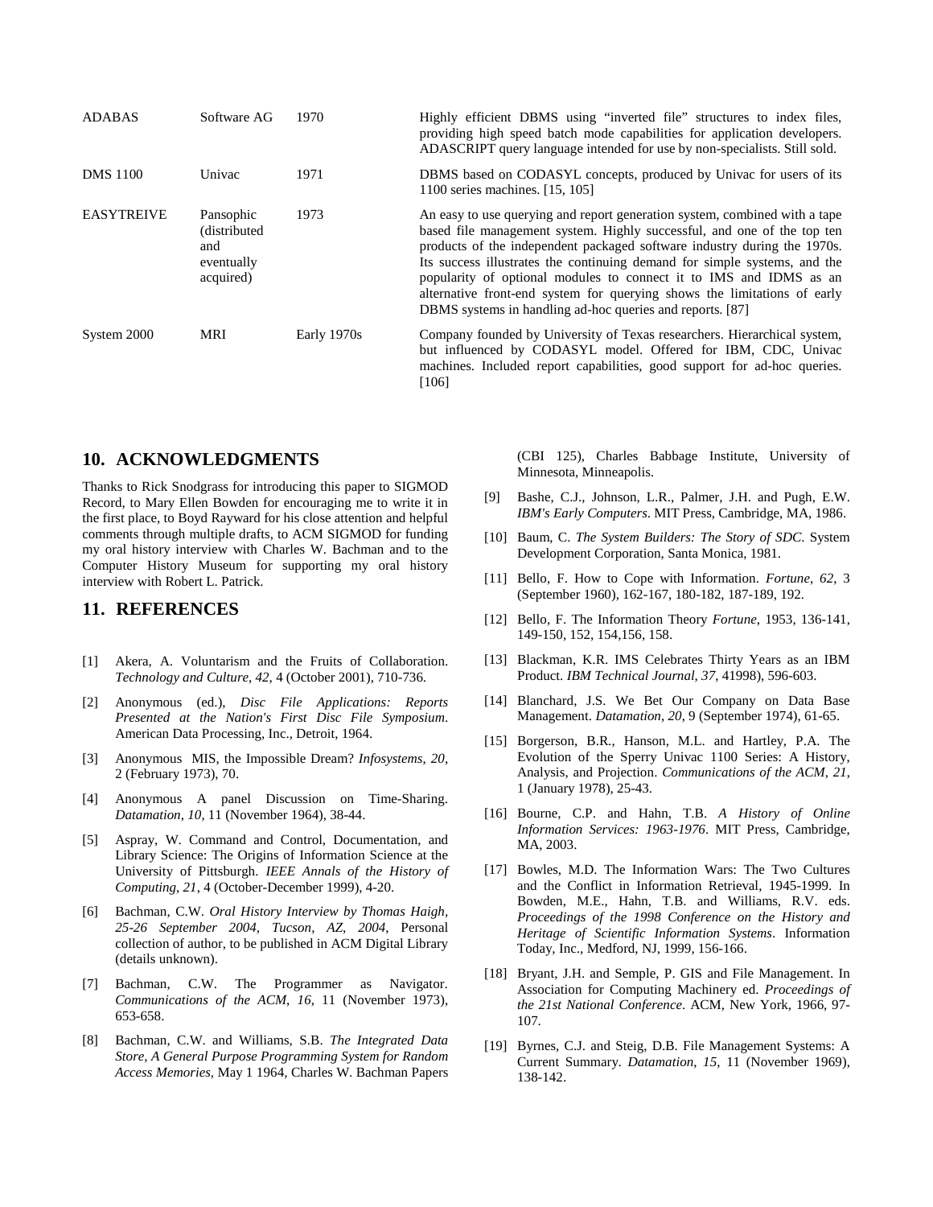| ADABAS | Software AG | 1970 | Highly efficient DBMS using "inverted file" structures to index files, providing high speed batch mode capabilities for application developers. ADASCRIPT query language intended for use by non-specialists. Still sold. |
|---|---|---|---|
| DMS 1100 | Univac | 1971 | DBMS based on CODASYL concepts, produced by Univac for users of its 1100 series machines. [15, 105] |
| EASYTREIVE | Pansophic (distributed and eventually acquired) | 1973 | An easy to use querying and report generation system, combined with a tape based file management system. Highly successful, and one of the top ten products of the independent packaged software industry during the 1970s. Its success illustrates the continuing demand for simple systems, and the popularity of optional modules to connect it to IMS and IDMS as an alternative front-end system for querying shows the limitations of early DBMS systems in handling ad-hoc queries and reports. [87] |
| System 2000 | MRI | Early 1970s | Company founded by University of Texas researchers. Hierarchical system, but influenced by CODASYL model. Offered for IBM, CDC, Univac machines. Included report capabilities, good support for ad-hoc queries. [106] |

## 10. ACKNOWLEDGMENTS

Thanks to Rick Snodgrass for introducing this paper to SIGMOD Record, to Mary Ellen Bowden for encouraging me to write it in the first place, to Boyd Rayward for his close attention and helpful comments through multiple drafts, to ACM SIGMOD for funding my oral history interview with Charles W. Bachman and to the Computer History Museum for supporting my oral history interview with Robert L. Patrick.

## 11. REFERENCES

[1] Akera, A. Voluntarism and the Fruits of Collaboration. *Technology and Culture*, *42*, 4 (October 2001), 710-736.

[2] Anonymous (ed.), *Disc File Applications: Reports Presented at the Nation's First Disc File Symposium*. American Data Processing, Inc., Detroit, 1964.

[3] Anonymous MIS, the Impossible Dream? *Infosystems*, *20*, 2 (February 1973), 70.

[4] Anonymous A panel Discussion on Time-Sharing. *Datamation*, *10*, 11 (November 1964), 38-44.

[5] Aspray, W. Command and Control, Documentation, and Library Science: The Origins of Information Science at the University of Pittsburgh. *IEEE Annals of the History of Computing*, *21*, 4 (October-December 1999), 4-20.

[6] Bachman, C.W. *Oral History Interview by Thomas Haigh, 25-26 September 2004, Tucson, AZ, 2004*, Personal collection of author, to be published in ACM Digital Library (details unknown).

[7] Bachman, C.W. The Programmer as Navigator. *Communications of the ACM*, *16*, 11 (November 1973), 653-658.

[8] Bachman, C.W. and Williams, S.B. *The Integrated Data Store, A General Purpose Programming System for Random Access Memories*, May 1 1964, Charles W. Bachman Papers (CBI 125), Charles Babbage Institute, University of Minnesota, Minneapolis.

[9] Bashe, C.J., Johnson, L.R., Palmer, J.H. and Pugh, E.W. *IBM's Early Computers*. MIT Press, Cambridge, MA, 1986.

[10] Baum, C. *The System Builders: The Story of SDC*. System Development Corporation, Santa Monica, 1981.

[11] Bello, F. How to Cope with Information. *Fortune*, *62*, 3 (September 1960), 162-167, 180-182, 187-189, 192.

[12] Bello, F. The Information Theory *Fortune*, 1953, 136-141, 149-150, 152, 154,156, 158.

[13] Blackman, K.R. IMS Celebrates Thirty Years as an IBM Product. *IBM Technical Journal*, *37*, 41998), 596-603.

[14] Blanchard, J.S. We Bet Our Company on Data Base Management. *Datamation*, *20*, 9 (September 1974), 61-65.

[15] Borgerson, B.R., Hanson, M.L. and Hartley, P.A. The Evolution of the Sperry Univac 1100 Series: A History, Analysis, and Projection. *Communications of the ACM*, *21*, 1 (January 1978), 25-43.

[16] Bourne, C.P. and Hahn, T.B. *A History of Online Information Services: 1963-1976*. MIT Press, Cambridge, MA, 2003.

[17] Bowles, M.D. The Information Wars: The Two Cultures and the Conflict in Information Retrieval, 1945-1999. In Bowden, M.E., Hahn, T.B. and Williams, R.V. eds. *Proceedings of the 1998 Conference on the History and Heritage of Scientific Information Systems*. Information Today, Inc., Medford, NJ, 1999, 156-166.

[18] Bryant, J.H. and Semple, P. GIS and File Management. In Association for Computing Machinery ed. *Proceedings of the 21st National Conference*. ACM, New York, 1966, 97-107.

[19] Byrnes, C.J. and Steig, D.B. File Management Systems: A Current Summary. *Datamation*, *15*, 11 (November 1969), 138-142.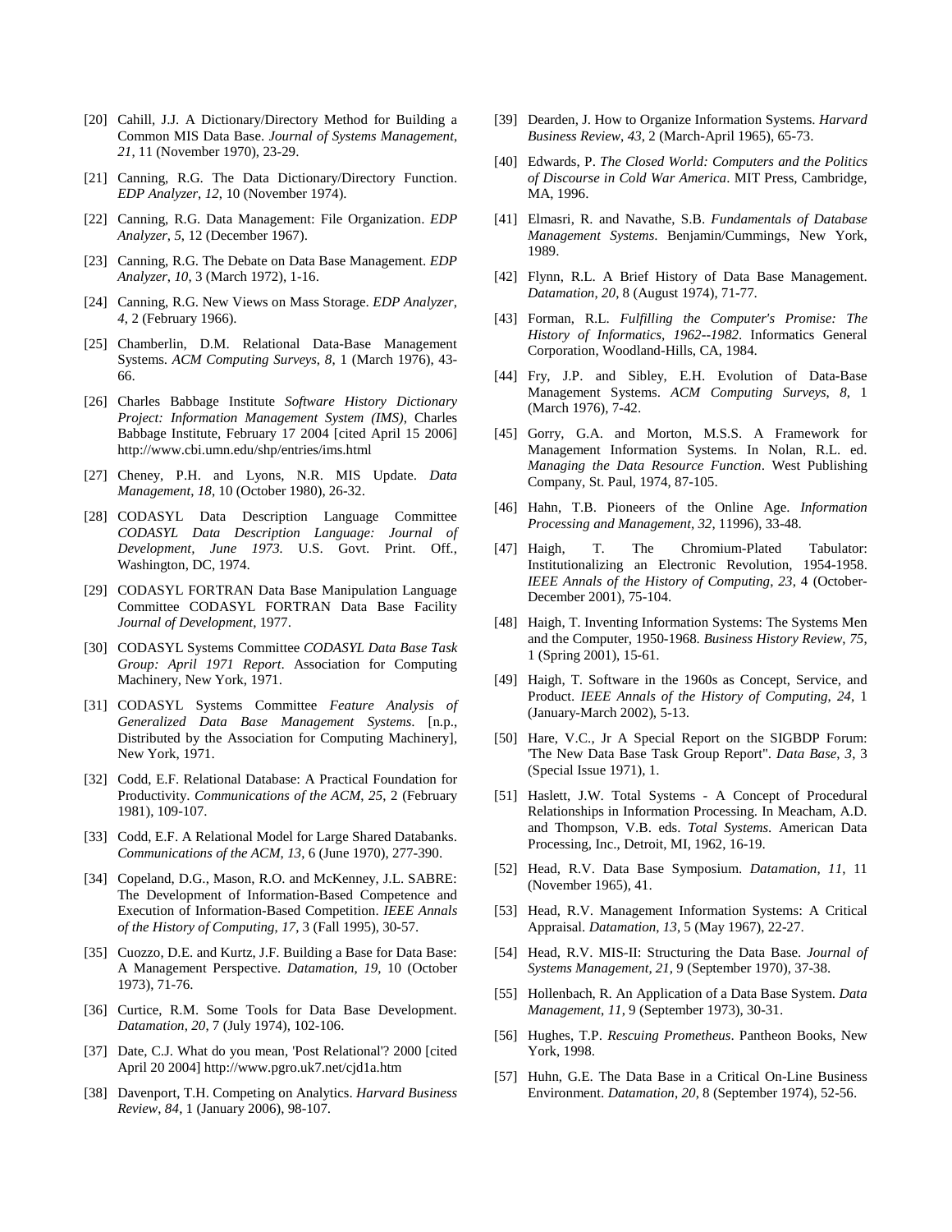[20] Cahill, J.J. A Dictionary/Directory Method for Building a Common MIS Data Base. *Journal of Systems Management*, *21*, 11 (November 1970), 23-29.

[21] Canning, R.G. The Data Dictionary/Directory Function. *EDP Analyzer*, *12*, 10 (November 1974).

[22] Canning, R.G. Data Management: File Organization. *EDP Analyzer*, *5*, 12 (December 1967).

[23] Canning, R.G. The Debate on Data Base Management. *EDP Analyzer*, *10*, 3 (March 1972), 1-16.

[24] Canning, R.G. New Views on Mass Storage. *EDP Analyzer*, *4*, 2 (February 1966).

[25] Chamberlin, D.M. Relational Data-Base Management Systems. *ACM Computing Surveys*, *8*, 1 (March 1976), 43-66.

[26] Charles Babbage Institute *Software History Dictionary Project: Information Management System (IMS)*, Charles Babbage Institute, February 17 2004 [cited April 15 2006] http://www.cbi.umn.edu/shp/entries/ims.html

[27] Cheney, P.H. and Lyons, N.R. MIS Update. *Data Management*, *18*, 10 (October 1980), 26-32.

[28] CODASYL Data Description Language Committee *CODASYL Data Description Language: Journal of Development, June 1973.* U.S. Govt. Print. Off., Washington, DC, 1974.

[29] CODASYL FORTRAN Data Base Manipulation Language Committee CODASYL FORTRAN Data Base Facility *Journal of Development*, 1977.

[30] CODASYL Systems Committee *CODASYL Data Base Task Group: April 1971 Report*. Association for Computing Machinery, New York, 1971.

[31] CODASYL Systems Committee *Feature Analysis of Generalized Data Base Management Systems.* [n.p., Distributed by the Association for Computing Machinery], New York, 1971.

[32] Codd, E.F. Relational Database: A Practical Foundation for Productivity. *Communications of the ACM*, *25*, 2 (February 1981), 109-107.

[33] Codd, E.F. A Relational Model for Large Shared Databanks. *Communications of the ACM*, *13*, 6 (June 1970), 277-390.

[34] Copeland, D.G., Mason, R.O. and McKenney, J.L. SABRE: The Development of Information-Based Competence and Execution of Information-Based Competition. *IEEE Annals of the History of Computing*, *17*, 3 (Fall 1995), 30-57.

[35] Cuozzo, D.E. and Kurtz, J.F. Building a Base for Data Base: A Management Perspective. *Datamation*, *19*, 10 (October 1973), 71-76.

[36] Curtice, R.M. Some Tools for Data Base Development. *Datamation*, *20*, 7 (July 1974), 102-106.

[37] Date, C.J. What do you mean, 'Post Relational'? 2000 [cited April 20 2004] http://www.pgro.uk7.net/cjd1a.htm

[38] Davenport, T.H. Competing on Analytics. *Harvard Business Review*, *84*, 1 (January 2006), 98-107.

[39] Dearden, J. How to Organize Information Systems. *Harvard Business Review*, *43*, 2 (March-April 1965), 65-73.

[40] Edwards, P. *The Closed World: Computers and the Politics of Discourse in Cold War America*. MIT Press, Cambridge, MA, 1996.

[41] Elmasri, R. and Navathe, S.B. *Fundamentals of Database Management Systems*. Benjamin/Cummings, New York, 1989.

[42] Flynn, R.L. A Brief History of Data Base Management. *Datamation*, *20*, 8 (August 1974), 71-77.

[43] Forman, R.L. *Fulfilling the Computer's Promise: The History of Informatics, 1962--1982*. Informatics General Corporation, Woodland-Hills, CA, 1984.

[44] Fry, J.P. and Sibley, E.H. Evolution of Data-Base Management Systems. *ACM Computing Surveys*, *8*, 1 (March 1976), 7-42.

[45] Gorry, G.A. and Morton, M.S.S. A Framework for Management Information Systems. In Nolan, R.L. ed. *Managing the Data Resource Function*. West Publishing Company, St. Paul, 1974, 87-105.

[46] Hahn, T.B. Pioneers of the Online Age. *Information Processing and Management*, *32*, 11996), 33-48.

[47] Haigh, T. The Chromium-Plated Tabulator: Institutionalizing an Electronic Revolution, 1954-1958. *IEEE Annals of the History of Computing*, *23*, 4 (October-December 2001), 75-104.

[48] Haigh, T. Inventing Information Systems: The Systems Men and the Computer, 1950-1968. *Business History Review*, *75*, 1 (Spring 2001), 15-61.

[49] Haigh, T. Software in the 1960s as Concept, Service, and Product. *IEEE Annals of the History of Computing*, *24*, 1 (January-March 2002), 5-13.

[50] Hare, V.C., Jr A Special Report on the SIGBDP Forum: 'The New Data Base Task Group Report". *Data Base*, *3*, 3 (Special Issue 1971), 1.

[51] Haslett, J.W. Total Systems - A Concept of Procedural Relationships in Information Processing. In Meacham, A.D. and Thompson, V.B. eds. *Total Systems.* American Data Processing, Inc., Detroit, MI, 1962, 16-19.

[52] Head, R.V. Data Base Symposium. *Datamation*, *11*, 11 (November 1965), 41.

[53] Head, R.V. Management Information Systems: A Critical Appraisal. *Datamation*, *13*, 5 (May 1967), 22-27.

[54] Head, R.V. MIS-II: Structuring the Data Base. *Journal of Systems Management*, *21*, 9 (September 1970), 37-38.

[55] Hollenbach, R. An Application of a Data Base System. *Data Management*, *11*, 9 (September 1973), 30-31.

[56] Hughes, T.P. *Rescuing Prometheus*. Pantheon Books, New York, 1998.

[57] Huhn, G.E. The Data Base in a Critical On-Line Business Environment. *Datamation*, *20*, 8 (September 1974), 52-56.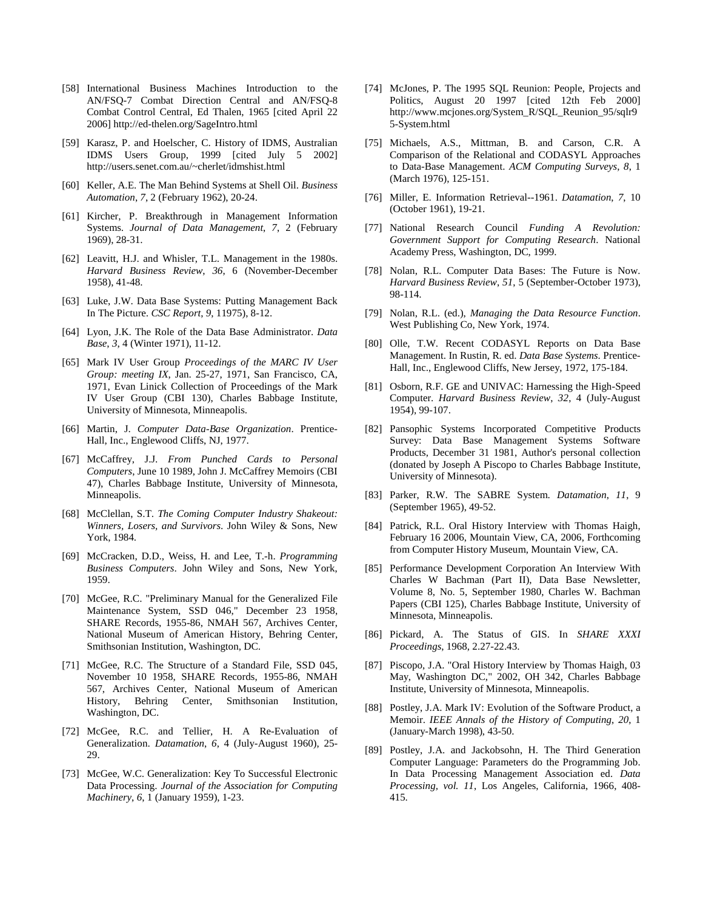[58] International Business Machines Introduction to the AN/FSQ-7 Combat Direction Central and AN/FSQ-8 Combat Control Central, Ed Thalen, 1965 [cited April 22 2006] http://ed-thelen.org/SageIntro.html

[59] Karasz, P. and Hoelscher, C. History of IDMS, Australian IDMS Users Group, 1999 [cited July 5 2002] http://users.senet.com.au/~cherlet/idmshist.html

[60] Keller, A.E. The Man Behind Systems at Shell Oil. *Business Automation*, *7*, 2 (February 1962), 20-24.

[61] Kircher, P. Breakthrough in Management Information Systems. *Journal of Data Management*, *7*, 2 (February 1969), 28-31.

[62] Leavitt, H.J. and Whisler, T.L. Management in the 1980s. *Harvard Business Review*, *36*, 6 (November-December 1958), 41-48.

[63] Luke, J.W. Data Base Systems: Putting Management Back In The Picture. *CSC Report*, *9*, 11975), 8-12.

[64] Lyon, J.K. The Role of the Data Base Administrator. *Data Base*, *3*, 4 (Winter 1971), 11-12.

[65] Mark IV User Group *Proceedings of the MARC IV User Group: meeting IX*, Jan. 25-27, 1971, San Francisco, CA, 1971, Evan Linick Collection of Proceedings of the Mark IV User Group (CBI 130), Charles Babbage Institute, University of Minnesota, Minneapolis.

[66] Martin, J. *Computer Data-Base Organization*. Prentice-Hall, Inc., Englewood Cliffs, NJ, 1977.

[67] McCaffrey, J.J. *From Punched Cards to Personal Computers*, June 10 1989, John J. McCaffrey Memoirs (CBI 47), Charles Babbage Institute, University of Minnesota, Minneapolis.

[68] McClellan, S.T. *The Coming Computer Industry Shakeout: Winners, Losers, and Survivors*. John Wiley & Sons, New York, 1984.

[69] McCracken, D.D., Weiss, H. and Lee, T.-h. *Programming Business Computers*. John Wiley and Sons, New York, 1959.

[70] McGee, R.C. "Preliminary Manual for the Generalized File Maintenance System, SSD 046," December 23 1958, SHARE Records, 1955-86, NMAH 567, Archives Center, National Museum of American History, Behring Center, Smithsonian Institution, Washington, DC.

[71] McGee, R.C. The Structure of a Standard File, SSD 045, November 10 1958, SHARE Records, 1955-86, NMAH 567, Archives Center, National Museum of American History, Behring Center, Smithsonian Institution, Washington, DC.

[72] McGee, R.C. and Tellier, H. A Re-Evaluation of Generalization. *Datamation*, *6*, 4 (July-August 1960), 25-29.

[73] McGee, W.C. Generalization: Key To Successful Electronic Data Processing. *Journal of the Association for Computing Machinery*, *6*, 1 (January 1959), 1-23.

[74] McJones, P. The 1995 SQL Reunion: People, Projects and Politics, August 20 1997 [cited 12th Feb 2000] http://www.mcjones.org/System_R/SQL_Reunion_95/sqlr95-System.html

[75] Michaels, A.S., Mittman, B. and Carson, C.R. A Comparison of the Relational and CODASYL Approaches to Data-Base Management. *ACM Computing Surveys*, *8*, 1 (March 1976), 125-151.

[76] Miller, E. Information Retrieval--1961. *Datamation*, *7*, 10 (October 1961), 19-21.

[77] National Research Council *Funding A Revolution: Government Support for Computing Research*. National Academy Press, Washington, DC, 1999.

[78] Nolan, R.L. Computer Data Bases: The Future is Now. *Harvard Business Review*, *51*, 5 (September-October 1973), 98-114.

[79] Nolan, R.L. (ed.), *Managing the Data Resource Function*. West Publishing Co, New York, 1974.

[80] Olle, T.W. Recent CODASYL Reports on Data Base Management. In Rustin, R. ed. *Data Base Systems*. Prentice-Hall, Inc., Englewood Cliffs, New Jersey, 1972, 175-184.

[81] Osborn, R.F. GE and UNIVAC: Harnessing the High-Speed Computer. *Harvard Business Review*, *32*, 4 (July-August 1954), 99-107.

[82] Pansophic Systems Incorporated Competitive Products Survey: Data Base Management Systems Software Products, December 31 1981, Author's personal collection (donated by Joseph A Piscopo to Charles Babbage Institute, University of Minnesota).

[83] Parker, R.W. The SABRE System. *Datamation*, *11*, 9 (September 1965), 49-52.

[84] Patrick, R.L. Oral History Interview with Thomas Haigh, February 16 2006, Mountain View, CA, 2006, Forthcoming from Computer History Museum, Mountain View, CA.

[85] Performance Development Corporation An Interview With Charles W Bachman (Part II), Data Base Newsletter, Volume 8, No. 5, September 1980, Charles W. Bachman Papers (CBI 125), Charles Babbage Institute, University of Minnesota, Minneapolis.

[86] Pickard, A. The Status of GIS. In *SHARE XXXI Proceedings*, 1968, 2.27-22.43.

[87] Piscopo, J.A. "Oral History Interview by Thomas Haigh, 03 May, Washington DC," 2002, OH 342, Charles Babbage Institute, University of Minnesota, Minneapolis.

[88] Postley, J.A. Mark IV: Evolution of the Software Product, a Memoir. *IEEE Annals of the History of Computing*, *20*, 1 (January-March 1998), 43-50.

[89] Postley, J.A. and Jackobsohn, H. The Third Generation Computer Language: Parameters do the Programming Job. In Data Processing Management Association ed. *Data Processing, vol. 11*, Los Angeles, California, 1966, 408-415.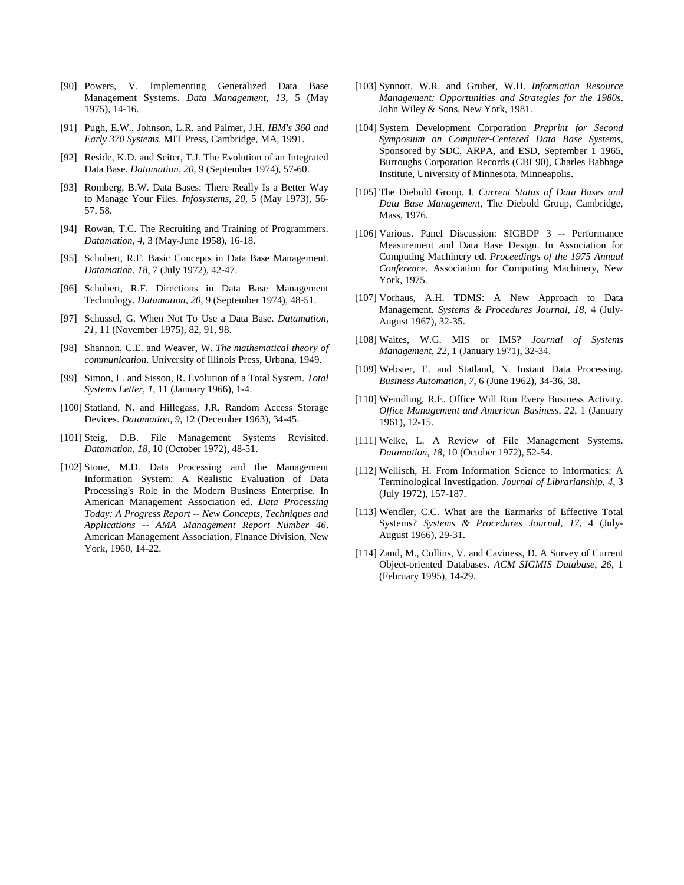[90] Powers, V. Implementing Generalized Data Base Management Systems. *Data Management*, *13*, 5 (May 1975), 14-16.

[91] Pugh, E.W., Johnson, L.R. and Palmer, J.H. *IBM's 360 and Early 370 Systems*. MIT Press, Cambridge, MA, 1991.

[92] Reside, K.D. and Seiter, T.J. The Evolution of an Integrated Data Base. *Datamation*, *20*, 9 (September 1974), 57-60.

[93] Romberg, B.W. Data Bases: There Really Is a Better Way to Manage Your Files. *Infosystems*, *20*, 5 (May 1973), 56-57, 58.

[94] Rowan, T.C. The Recruiting and Training of Programmers. *Datamation*, *4*, 3 (May-June 1958), 16-18.

[95] Schubert, R.F. Basic Concepts in Data Base Management. *Datamation*, *18*, 7 (July 1972), 42-47.

[96] Schubert, R.F. Directions in Data Base Management Technology. *Datamation*, *20*, 9 (September 1974), 48-51.

[97] Schussel, G. When Not To Use a Data Base. *Datamation*, *21*, 11 (November 1975), 82, 91, 98.

[98] Shannon, C.E. and Weaver, W. *The mathematical theory of communication*. University of Illinois Press, Urbana, 1949.

[99] Simon, L. and Sisson, R. Evolution of a Total System. *Total Systems Letter*, *1*, 11 (January 1966), 1-4.

[100] Statland, N. and Hillegass, J.R. Random Access Storage Devices. *Datamation*, *9*, 12 (December 1963), 34-45.

[101] Steig, D.B. File Management Systems Revisited. *Datamation*, *18*, 10 (October 1972), 48-51.

[102] Stone, M.D. Data Processing and the Management Information System: A Realistic Evaluation of Data Processing's Role in the Modern Business Enterprise. In American Management Association ed. *Data Processing Today: A Progress Report -- New Concepts, Techniques and Applications -- AMA Management Report Number 46*. American Management Association, Finance Division, New York, 1960, 14-22.

[103] Synnott, W.R. and Gruber, W.H. *Information Resource Management: Opportunities and Strategies for the 1980s*. John Wiley & Sons, New York, 1981.

[104] System Development Corporation *Preprint for Second Symposium on Computer-Centered Data Base Systems*, Sponsored by SDC, ARPA, and ESD, September 1 1965, Burroughs Corporation Records (CBI 90), Charles Babbage Institute, University of Minnesota, Minneapolis.

[105] The Diebold Group, I. *Current Status of Data Bases and Data Base Management*, The Diebold Group, Cambridge, Mass, 1976.

[106] Various. Panel Discussion: SIGBDP 3 -- Performance Measurement and Data Base Design. In Association for Computing Machinery ed. *Proceedings of the 1975 Annual Conference*. Association for Computing Machinery, New York, 1975.

[107] Vorhaus, A.H. TDMS: A New Approach to Data Management. *Systems & Procedures Journal*, *18*, 4 (July-August 1967), 32-35.

[108] Waites, W.G. MIS or IMS? *Journal of Systems Management*, *22*, 1 (January 1971), 32-34.

[109] Webster, E. and Statland, N. Instant Data Processing. *Business Automation*, *7*, 6 (June 1962), 34-36, 38.

[110] Weindling, R.E. Office Will Run Every Business Activity. *Office Management and American Business*, *22*, 1 (January 1961), 12-15.

[111] Welke, L. A Review of File Management Systems. *Datamation*, *18*, 10 (October 1972), 52-54.

[112] Wellisch, H. From Information Science to Informatics: A Terminological Investigation. *Journal of Librarianship*, *4*, 3 (July 1972), 157-187.

[113] Wendler, C.C. What are the Earmarks of Effective Total Systems? *Systems & Procedures Journal*, *17*, 4 (July-August 1966), 29-31.

[114] Zand, M., Collins, V. and Caviness, D. A Survey of Current Object-oriented Databases. *ACM SIGMIS Database*, *26*, 1 (February 1995), 14-29.